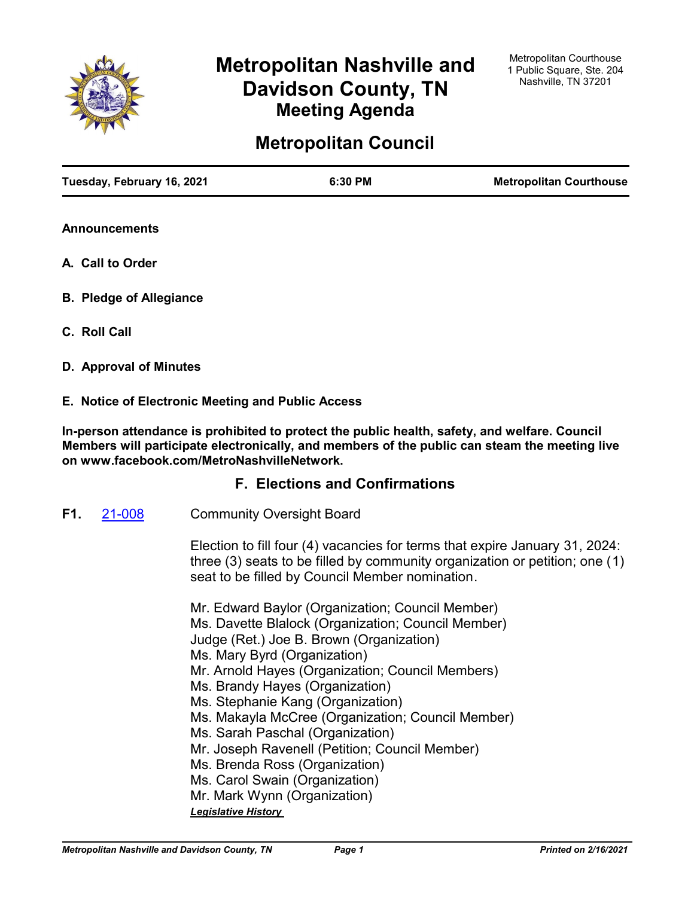# Metropolitan Nashville and Davidson County, TN

## Meeting Agenda

Metropolitan Courthouse
1 Public Square, Ste. 204
Nashville, TN 37201

# Metropolitan Council

**Tuesday, February 16, 2021** | **6:30 PM** | **Metropolitan Courthouse**

**Announcements**

**A. Call to Order**

**B. Pledge of Allegiance**

**C. Roll Call**

**D. Approval of Minutes**

**E. Notice of Electronic Meeting and Public Access**

**In-person attendance is prohibited to protect the public health, safety, and welfare. Council Members will participate electronically, and members of the public can steam the meeting live on www.facebook.com/MetroNashvilleNetwork.**

## F. Elections and Confirmations

**F1.** 21-008 Community Oversight Board

Election to fill four (4) vacancies for terms that expire January 31, 2024: three (3) seats to be filled by community organization or petition; one (1) seat to be filled by Council Member nomination.

Mr. Edward Baylor (Organization; Council Member)
Ms. Davette Blalock (Organization; Council Member)
Judge (Ret.) Joe B. Brown (Organization)
Ms. Mary Byrd (Organization)
Mr. Arnold Hayes (Organization; Council Members)
Ms. Brandy Hayes (Organization)
Ms. Stephanie Kang (Organization)
Ms. Makayla McCree (Organization; Council Member)
Ms. Sarah Paschal (Organization)
Mr. Joseph Ravenell (Petition; Council Member)
Ms. Brenda Ross (Organization)
Ms. Carol Swain (Organization)
Mr. Mark Wynn (Organization)

***Legislative History***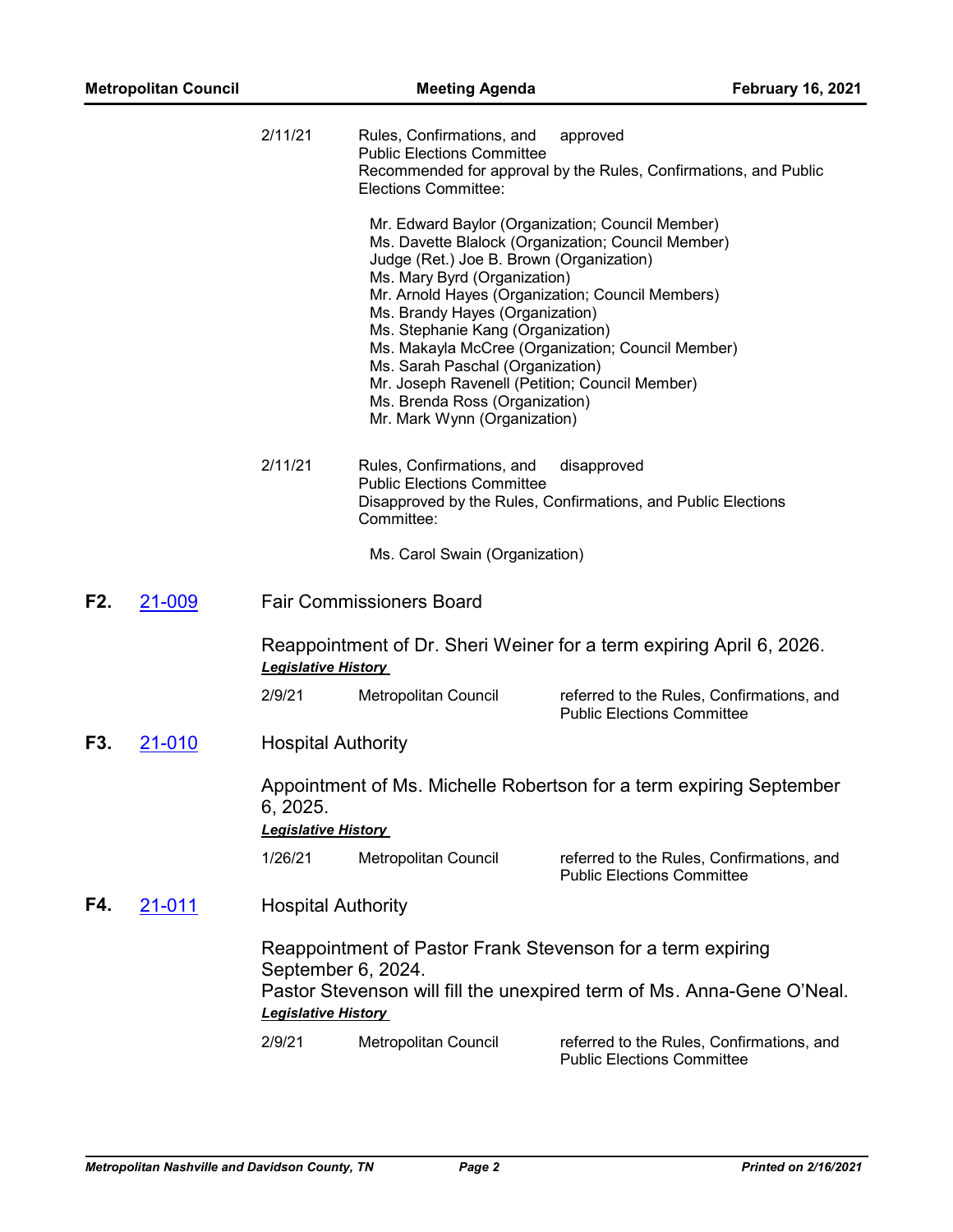| | | |
|---|---|---|
| 2/11/21 | Rules, Confirmations, and Public Elections Committee | approved |

Recommended for approval by the Rules, Confirmations, and Public Elections Committee:

Mr. Edward Baylor (Organization; Council Member)
Ms. Davette Blalock (Organization; Council Member)
Judge (Ret.) Joe B. Brown (Organization)
Ms. Mary Byrd (Organization)
Mr. Arnold Hayes (Organization; Council Members)
Ms. Brandy Hayes (Organization)
Ms. Stephanie Kang (Organization)
Ms. Makayla McCree (Organization; Council Member)
Ms. Sarah Paschal (Organization)
Mr. Joseph Ravenell (Petition; Council Member)
Ms. Brenda Ross (Organization)
Mr. Mark Wynn (Organization)

| | | |
|---|---|---|
| 2/11/21 | Rules, Confirmations, and Public Elections Committee | disapproved |

Disapproved by the Rules, Confirmations, and Public Elections Committee:

Ms. Carol Swain (Organization)

**F2.** 21-009 Fair Commissioners Board

Reappointment of Dr. Sheri Weiner for a term expiring April 6, 2026.

***Legislative History***

| | | |
|---|---|---|
| 2/9/21 | Metropolitan Council | referred to the Rules, Confirmations, and Public Elections Committee |

**F3.** 21-010 Hospital Authority

Appointment of Ms. Michelle Robertson for a term expiring September 6, 2025.

***Legislative History***

| | | |
|---|---|---|
| 1/26/21 | Metropolitan Council | referred to the Rules, Confirmations, and Public Elections Committee |

**F4.** 21-011 Hospital Authority

Reappointment of Pastor Frank Stevenson for a term expiring September 6, 2024.
Pastor Stevenson will fill the unexpired term of Ms. Anna-Gene O'Neal.

***Legislative History***

| | | |
|---|---|---|
| 2/9/21 | Metropolitan Council | referred to the Rules, Confirmations, and Public Elections Committee |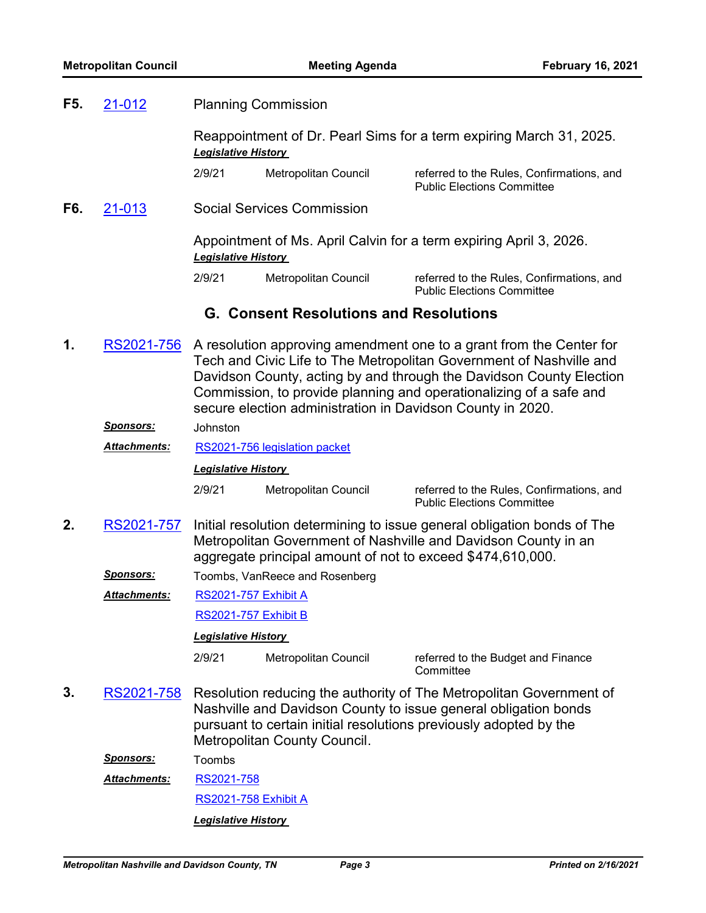**F5.** 21-012 Planning Commission

Reappointment of Dr. Pearl Sims for a term expiring March 31, 2025.

***Legislative History***

| | | |
|---|---|---|
| 2/9/21 | Metropolitan Council | referred to the Rules, Confirmations, and Public Elections Committee |

**F6.** 21-013 Social Services Commission

Appointment of Ms. April Calvin for a term expiring April 3, 2026.

***Legislative History***

| | | |
|---|---|---|
| 2/9/21 | Metropolitan Council | referred to the Rules, Confirmations, and Public Elections Committee |

## G. Consent Resolutions and Resolutions

**1.** RS2021-756 A resolution approving amendment one to a grant from the Center for Tech and Civic Life to The Metropolitan Government of Nashville and Davidson County, acting by and through the Davidson County Election Commission, to provide planning and operationalizing of a safe and secure election administration in Davidson County in 2020.

***Sponsors:*** Johnston

***Attachments:*** RS2021-756 legislation packet

***Legislative History***

| | | |
|---|---|---|
| 2/9/21 | Metropolitan Council | referred to the Rules, Confirmations, and Public Elections Committee |

**2.** RS2021-757 Initial resolution determining to issue general obligation bonds of The Metropolitan Government of Nashville and Davidson County in an aggregate principal amount of not to exceed $474,610,000.

***Sponsors:*** Toombs, VanReece and Rosenberg

***Attachments:*** RS2021-757 Exhibit A

RS2021-757 Exhibit B

***Legislative History***

| | | |
|---|---|---|
| 2/9/21 | Metropolitan Council | referred to the Budget and Finance Committee |

**3.** RS2021-758 Resolution reducing the authority of The Metropolitan Government of Nashville and Davidson County to issue general obligation bonds pursuant to certain initial resolutions previously adopted by the Metropolitan County Council.

***Sponsors:*** Toombs

***Attachments:*** RS2021-758

RS2021-758 Exhibit A

***Legislative History***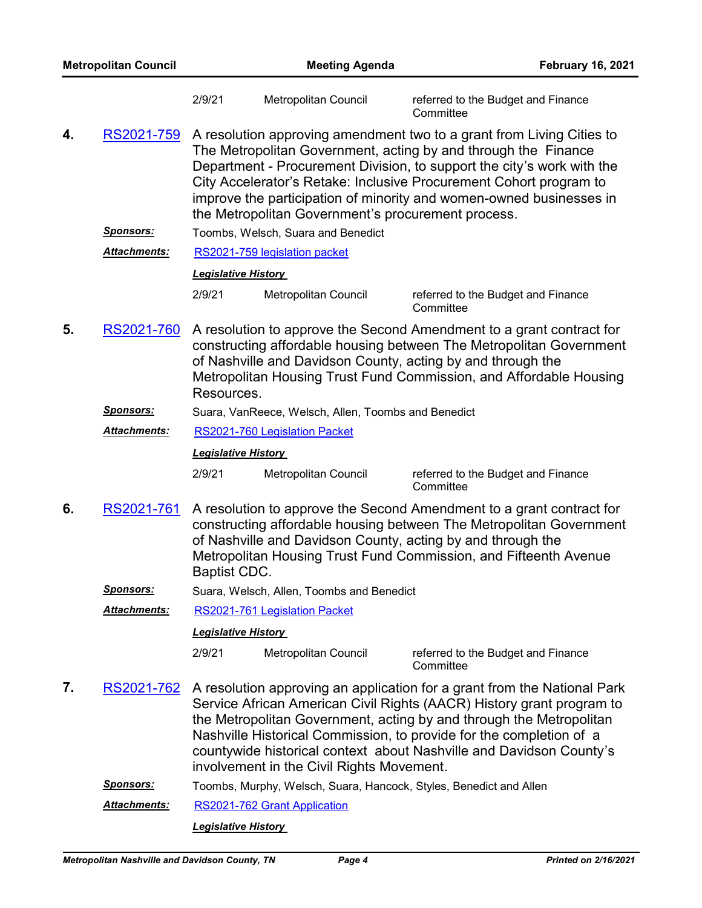| 2/9/21 | Metropolitan Council | referred to the Budget and Finance Committee |
|---|---|---|

**4.** RS2021-759 A resolution approving amendment two to a grant from Living Cities to The Metropolitan Government, acting by and through the Finance Department - Procurement Division, to support the city's work with the City Accelerator's Retake: Inclusive Procurement Cohort program to improve the participation of minority and women-owned businesses in the Metropolitan Government's procurement process.

***Sponsors:*** Toombs, Welsch, Suara and Benedict

***Attachments:*** RS2021-759 legislation packet

***Legislative History***

| 2/9/21 | Metropolitan Council | referred to the Budget and Finance Committee |
|---|---|---|

**5.** RS2021-760 A resolution to approve the Second Amendment to a grant contract for constructing affordable housing between The Metropolitan Government of Nashville and Davidson County, acting by and through the Metropolitan Housing Trust Fund Commission, and Affordable Housing Resources.

***Sponsors:*** Suara, VanReece, Welsch, Allen, Toombs and Benedict

***Attachments:*** RS2021-760 Legislation Packet

***Legislative History***

| 2/9/21 | Metropolitan Council | referred to the Budget and Finance Committee |
|---|---|---|

**6.** RS2021-761 A resolution to approve the Second Amendment to a grant contract for constructing affordable housing between The Metropolitan Government of Nashville and Davidson County, acting by and through the Metropolitan Housing Trust Fund Commission, and Fifteenth Avenue Baptist CDC.

***Sponsors:*** Suara, Welsch, Allen, Toombs and Benedict

***Attachments:*** RS2021-761 Legislation Packet

***Legislative History***

| 2/9/21 | Metropolitan Council | referred to the Budget and Finance Committee |
|---|---|---|

**7.** RS2021-762 A resolution approving an application for a grant from the National Park Service African American Civil Rights (AACR) History grant program to the Metropolitan Government, acting by and through the Metropolitan Nashville Historical Commission, to provide for the completion of a countywide historical context about Nashville and Davidson County's involvement in the Civil Rights Movement.

***Sponsors:*** Toombs, Murphy, Welsch, Suara, Hancock, Styles, Benedict and Allen

***Attachments:*** RS2021-762 Grant Application

***Legislative History***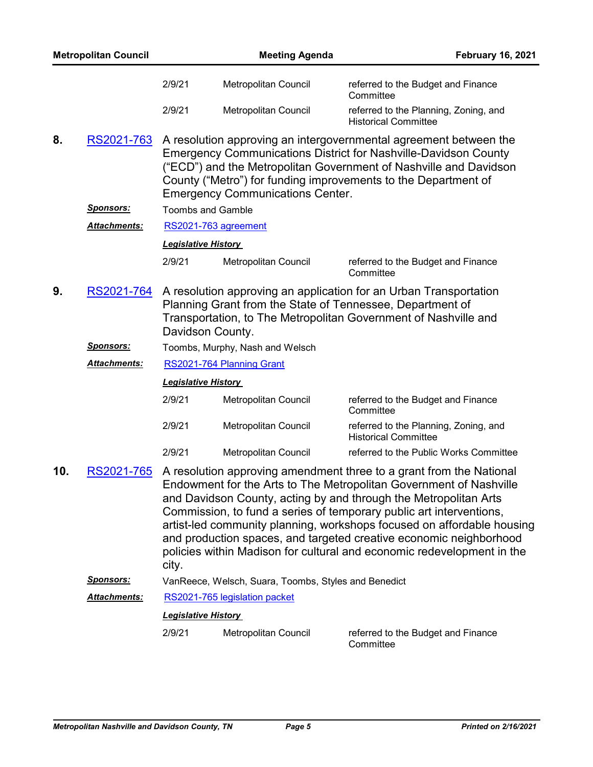| | | |
|---|---|---|
| 2/9/21 | Metropolitan Council | referred to the Budget and Finance Committee |
| 2/9/21 | Metropolitan Council | referred to the Planning, Zoning, and Historical Committee |

**8.** RS2021-763 A resolution approving an intergovernmental agreement between the Emergency Communications District for Nashville-Davidson County ("ECD") and the Metropolitan Government of Nashville and Davidson County ("Metro") for funding improvements to the Department of Emergency Communications Center.

***Sponsors:*** Toombs and Gamble

***Attachments:*** RS2021-763 agreement

***Legislative History***

| | | |
|---|---|---|
| 2/9/21 | Metropolitan Council | referred to the Budget and Finance Committee |

**9.** RS2021-764 A resolution approving an application for an Urban Transportation Planning Grant from the State of Tennessee, Department of Transportation, to The Metropolitan Government of Nashville and Davidson County.

***Sponsors:*** Toombs, Murphy, Nash and Welsch

***Attachments:*** RS2021-764 Planning Grant

***Legislative History***

| | | |
|---|---|---|
| 2/9/21 | Metropolitan Council | referred to the Budget and Finance Committee |
| 2/9/21 | Metropolitan Council | referred to the Planning, Zoning, and Historical Committee |
| 2/9/21 | Metropolitan Council | referred to the Public Works Committee |

**10.** RS2021-765 A resolution approving amendment three to a grant from the National Endowment for the Arts to The Metropolitan Government of Nashville and Davidson County, acting by and through the Metropolitan Arts Commission, to fund a series of temporary public art interventions, artist-led community planning, workshops focused on affordable housing and production spaces, and targeted creative economic neighborhood policies within Madison for cultural and economic redevelopment in the city.

***Sponsors:*** VanReece, Welsch, Suara, Toombs, Styles and Benedict

***Attachments:*** RS2021-765 legislation packet

***Legislative History***

| | | |
|---|---|---|
| 2/9/21 | Metropolitan Council | referred to the Budget and Finance Committee |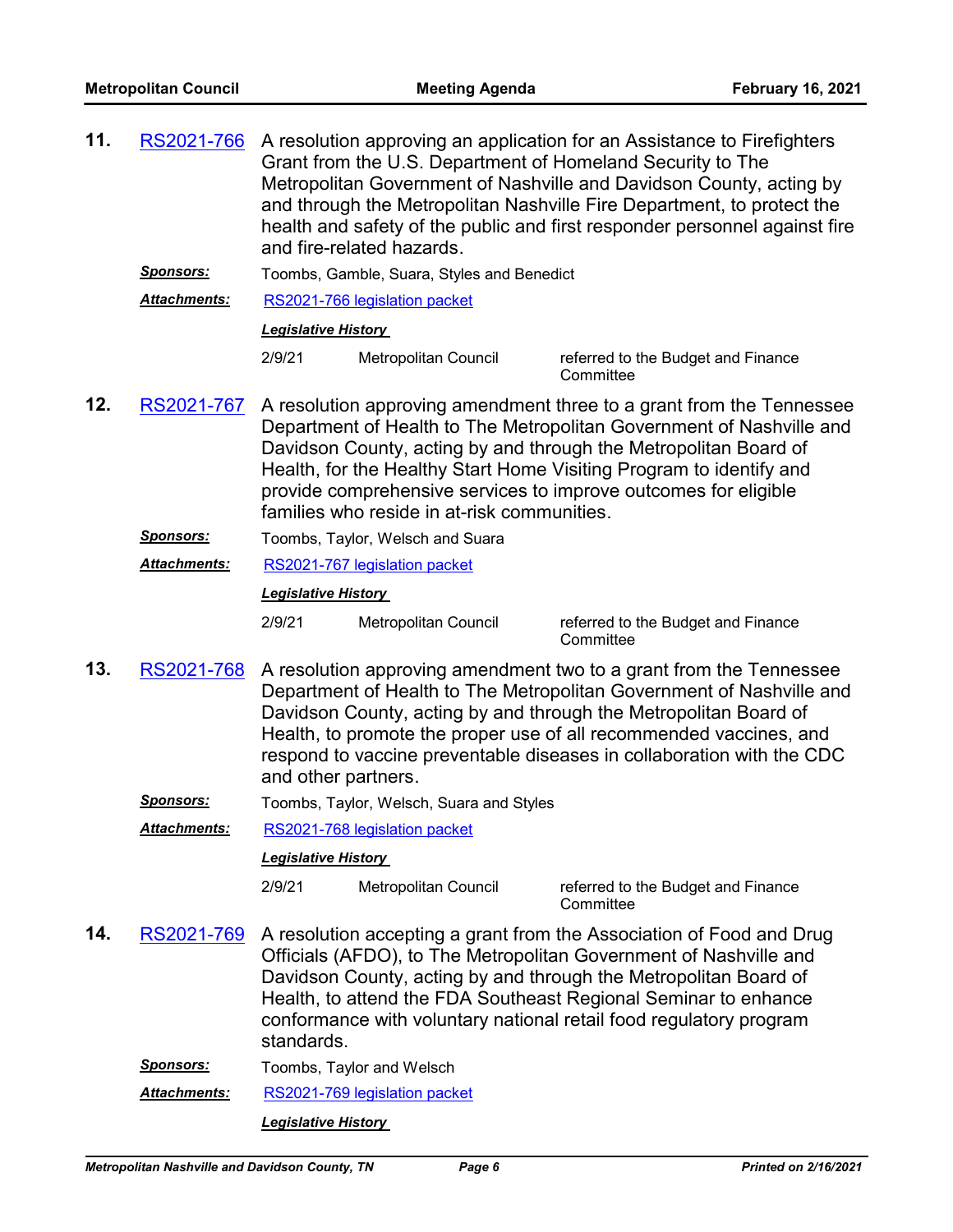**11.** RS2021-766 A resolution approving an application for an Assistance to Firefighters Grant from the U.S. Department of Homeland Security to The Metropolitan Government of Nashville and Davidson County, acting by and through the Metropolitan Nashville Fire Department, to protect the health and safety of the public and first responder personnel against fire and fire-related hazards.

***Sponsors:*** Toombs, Gamble, Suara, Styles and Benedict

***Attachments:*** RS2021-766 legislation packet

***Legislative History***

| | | |
|---|---|---|
| 2/9/21 | Metropolitan Council | referred to the Budget and Finance Committee |

**12.** RS2021-767 A resolution approving amendment three to a grant from the Tennessee Department of Health to The Metropolitan Government of Nashville and Davidson County, acting by and through the Metropolitan Board of Health, for the Healthy Start Home Visiting Program to identify and provide comprehensive services to improve outcomes for eligible families who reside in at-risk communities.

***Sponsors:*** Toombs, Taylor, Welsch and Suara

***Attachments:*** RS2021-767 legislation packet

***Legislative History***

| | | |
|---|---|---|
| 2/9/21 | Metropolitan Council | referred to the Budget and Finance Committee |

**13.** RS2021-768 A resolution approving amendment two to a grant from the Tennessee Department of Health to The Metropolitan Government of Nashville and Davidson County, acting by and through the Metropolitan Board of Health, to promote the proper use of all recommended vaccines, and respond to vaccine preventable diseases in collaboration with the CDC and other partners.

***Sponsors:*** Toombs, Taylor, Welsch, Suara and Styles

***Attachments:*** RS2021-768 legislation packet

***Legislative History***

| | | |
|---|---|---|
| 2/9/21 | Metropolitan Council | referred to the Budget and Finance Committee |

**14.** RS2021-769 A resolution accepting a grant from the Association of Food and Drug Officials (AFDO), to The Metropolitan Government of Nashville and Davidson County, acting by and through the Metropolitan Board of Health, to attend the FDA Southeast Regional Seminar to enhance conformance with voluntary national retail food regulatory program standards.

***Sponsors:*** Toombs, Taylor and Welsch

***Attachments:*** RS2021-769 legislation packet

***Legislative History***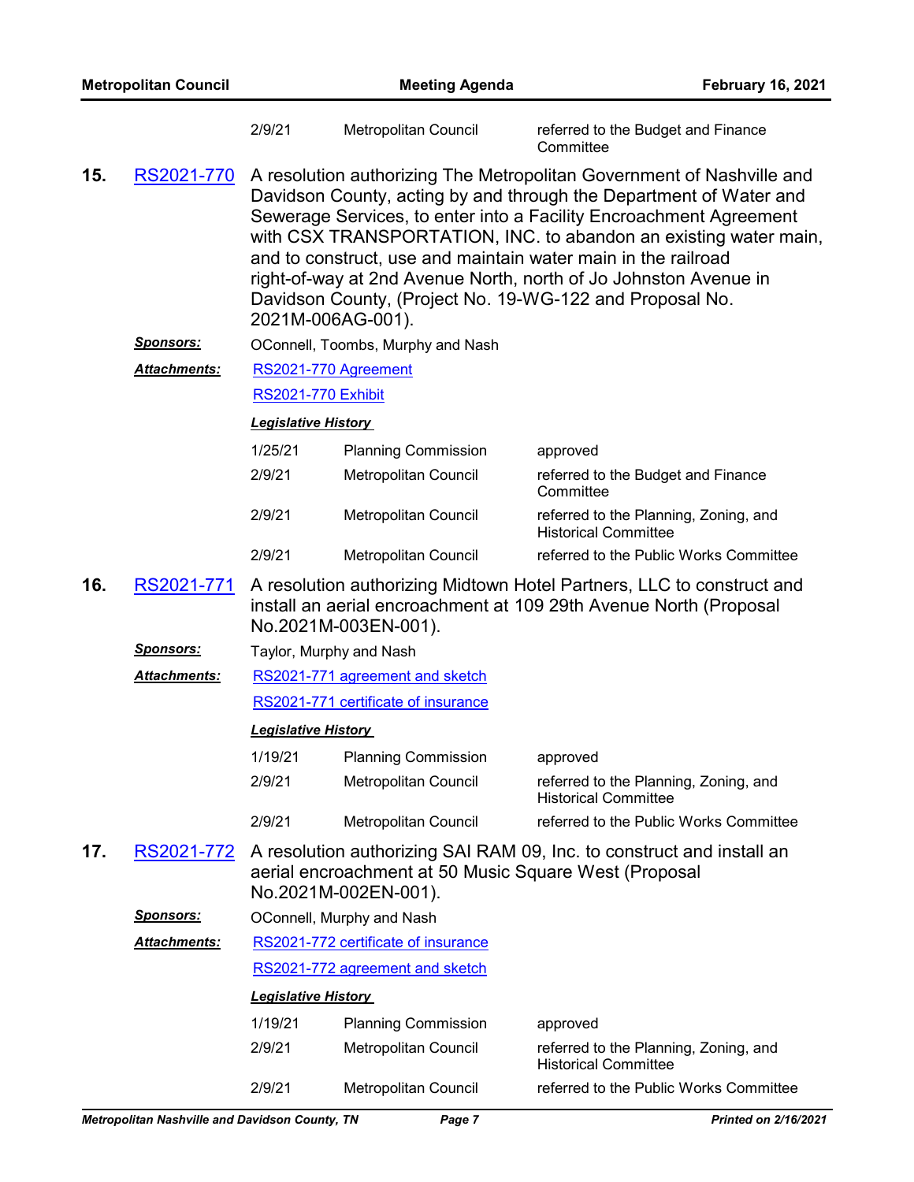| | | |
|---|---|---|
| 2/9/21 | Metropolitan Council | referred to the Budget and Finance Committee |

**15.** RS2021-770 A resolution authorizing The Metropolitan Government of Nashville and Davidson County, acting by and through the Department of Water and Sewerage Services, to enter into a Facility Encroachment Agreement with CSX TRANSPORTATION, INC. to abandon an existing water main, and to construct, use and maintain water main in the railroad right-of-way at 2nd Avenue North, north of Jo Johnston Avenue in Davidson County, (Project No. 19-WG-122 and Proposal No. 2021M-006AG-001).

***Sponsors:*** OConnell, Toombs, Murphy and Nash

***Attachments:*** RS2021-770 Agreement

RS2021-770 Exhibit

***Legislative History***

| | | |
|---|---|---|
| 1/25/21 | Planning Commission | approved |
| 2/9/21 | Metropolitan Council | referred to the Budget and Finance Committee |
| 2/9/21 | Metropolitan Council | referred to the Planning, Zoning, and Historical Committee |
| 2/9/21 | Metropolitan Council | referred to the Public Works Committee |

**16.** RS2021-771 A resolution authorizing Midtown Hotel Partners, LLC to construct and install an aerial encroachment at 109 29th Avenue North (Proposal No.2021M-003EN-001).

***Sponsors:*** Taylor, Murphy and Nash

***Attachments:*** RS2021-771 agreement and sketch

RS2021-771 certificate of insurance

***Legislative History***

| | | |
|---|---|---|
| 1/19/21 | Planning Commission | approved |
| 2/9/21 | Metropolitan Council | referred to the Planning, Zoning, and Historical Committee |
| 2/9/21 | Metropolitan Council | referred to the Public Works Committee |

**17.** RS2021-772 A resolution authorizing SAI RAM 09, Inc. to construct and install an aerial encroachment at 50 Music Square West (Proposal No.2021M-002EN-001).

***Sponsors:*** OConnell, Murphy and Nash

***Attachments:*** RS2021-772 certificate of insurance

RS2021-772 agreement and sketch

***Legislative History***

| | | |
|---|---|---|
| 1/19/21 | Planning Commission | approved |
| 2/9/21 | Metropolitan Council | referred to the Planning, Zoning, and Historical Committee |
| 2/9/21 | Metropolitan Council | referred to the Public Works Committee |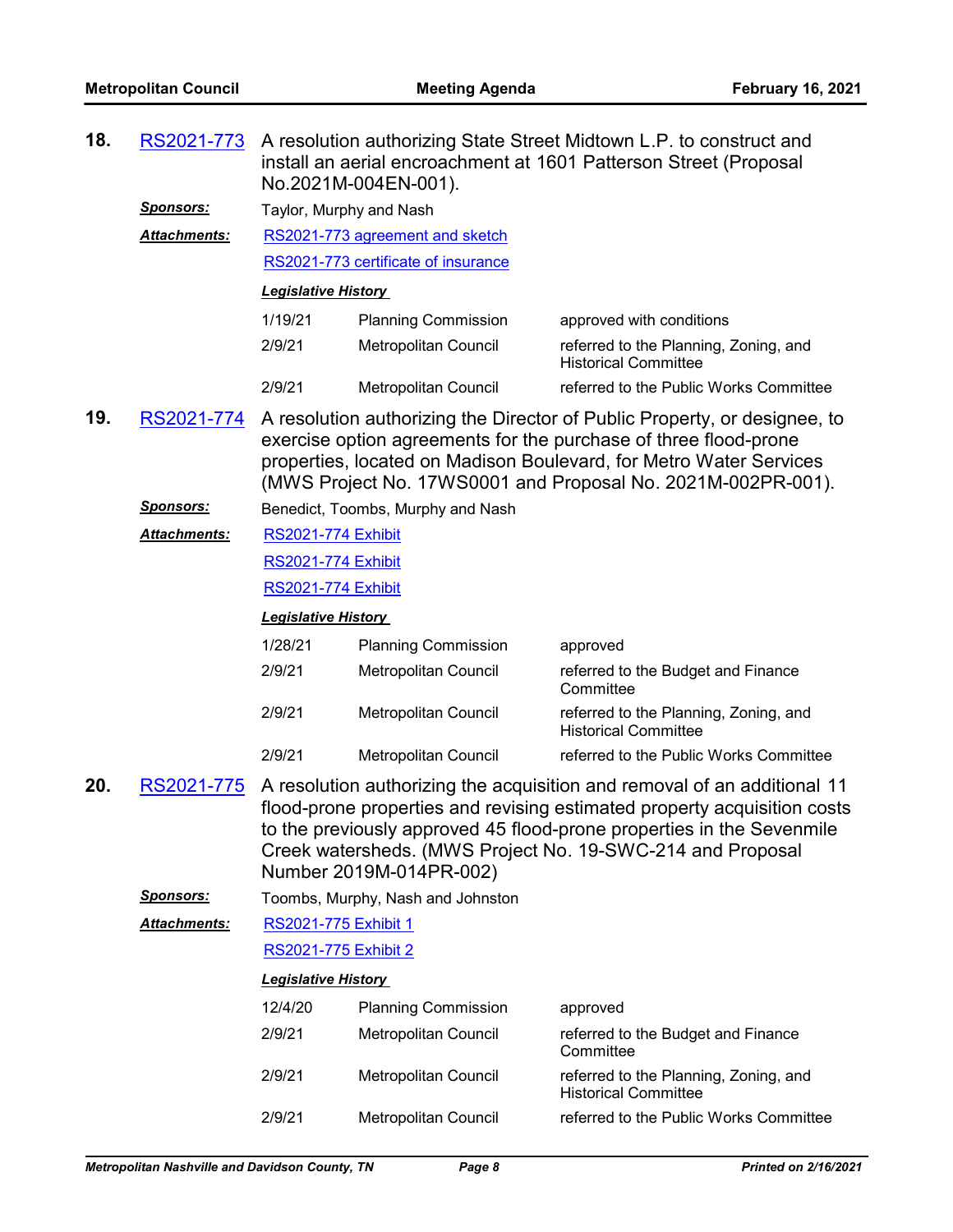**18.** RS2021-773 A resolution authorizing State Street Midtown L.P. to construct and install an aerial encroachment at 1601 Patterson Street (Proposal No.2021M-004EN-001).

***Sponsors:*** Taylor, Murphy and Nash

***Attachments:*** RS2021-773 agreement and sketch

RS2021-773 certificate of insurance

***Legislative History***

| | | |
|---|---|---|
| 1/19/21 | Planning Commission | approved with conditions |
| 2/9/21 | Metropolitan Council | referred to the Planning, Zoning, and Historical Committee |
| 2/9/21 | Metropolitan Council | referred to the Public Works Committee |

**19.** RS2021-774 A resolution authorizing the Director of Public Property, or designee, to exercise option agreements for the purchase of three flood-prone properties, located on Madison Boulevard, for Metro Water Services (MWS Project No. 17WS0001 and Proposal No. 2021M-002PR-001).

***Sponsors:*** Benedict, Toombs, Murphy and Nash

***Attachments:*** RS2021-774 Exhibit

RS2021-774 Exhibit

RS2021-774 Exhibit

***Legislative History***

| | | |
|---|---|---|
| 1/28/21 | Planning Commission | approved |
| 2/9/21 | Metropolitan Council | referred to the Budget and Finance Committee |
| 2/9/21 | Metropolitan Council | referred to the Planning, Zoning, and Historical Committee |
| 2/9/21 | Metropolitan Council | referred to the Public Works Committee |

**20.** RS2021-775 A resolution authorizing the acquisition and removal of an additional 11 flood-prone properties and revising estimated property acquisition costs to the previously approved 45 flood-prone properties in the Sevenmile Creek watersheds. (MWS Project No. 19-SWC-214 and Proposal Number 2019M-014PR-002)

***Sponsors:*** Toombs, Murphy, Nash and Johnston

***Attachments:*** RS2021-775 Exhibit 1

RS2021-775 Exhibit 2

***Legislative History***

| | | |
|---|---|---|
| 12/4/20 | Planning Commission | approved |
| 2/9/21 | Metropolitan Council | referred to the Budget and Finance Committee |
| 2/9/21 | Metropolitan Council | referred to the Planning, Zoning, and Historical Committee |
| 2/9/21 | Metropolitan Council | referred to the Public Works Committee |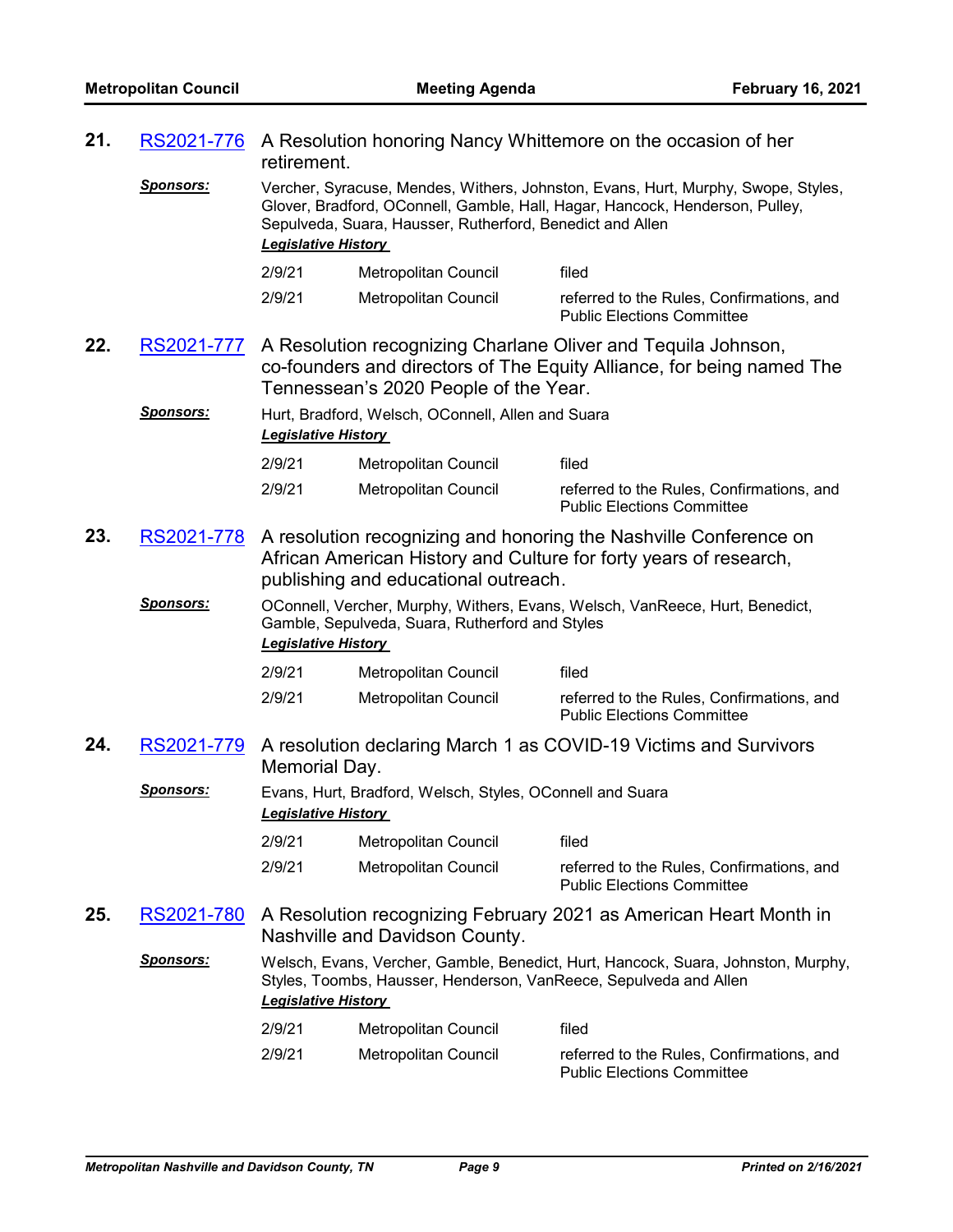**21.** RS2021-776 A Resolution honoring Nancy Whittemore on the occasion of her retirement.

***Sponsors:*** Vercher, Syracuse, Mendes, Withers, Johnston, Evans, Hurt, Murphy, Swope, Styles, Glover, Bradford, OConnell, Gamble, Hall, Hagar, Hancock, Henderson, Pulley, Sepulveda, Suara, Hausser, Rutherford, Benedict and Allen

***Legislative History***

| | | |
|---|---|---|
| 2/9/21 | Metropolitan Council | filed |
| 2/9/21 | Metropolitan Council | referred to the Rules, Confirmations, and Public Elections Committee |

**22.** RS2021-777 A Resolution recognizing Charlane Oliver and Tequila Johnson, co-founders and directors of The Equity Alliance, for being named The Tennessean's 2020 People of the Year.

***Sponsors:*** Hurt, Bradford, Welsch, OConnell, Allen and Suara

***Legislative History***

| | | |
|---|---|---|
| 2/9/21 | Metropolitan Council | filed |
| 2/9/21 | Metropolitan Council | referred to the Rules, Confirmations, and Public Elections Committee |

**23.** RS2021-778 A resolution recognizing and honoring the Nashville Conference on African American History and Culture for forty years of research, publishing and educational outreach.

***Sponsors:*** OConnell, Vercher, Murphy, Withers, Evans, Welsch, VanReece, Hurt, Benedict, Gamble, Sepulveda, Suara, Rutherford and Styles

***Legislative History***

| | | |
|---|---|---|
| 2/9/21 | Metropolitan Council | filed |
| 2/9/21 | Metropolitan Council | referred to the Rules, Confirmations, and Public Elections Committee |

**24.** RS2021-779 A resolution declaring March 1 as COVID-19 Victims and Survivors Memorial Day.

***Sponsors:*** Evans, Hurt, Bradford, Welsch, Styles, OConnell and Suara

***Legislative History***

| | | |
|---|---|---|
| 2/9/21 | Metropolitan Council | filed |
| 2/9/21 | Metropolitan Council | referred to the Rules, Confirmations, and Public Elections Committee |

**25.** RS2021-780 A Resolution recognizing February 2021 as American Heart Month in Nashville and Davidson County.

***Sponsors:*** Welsch, Evans, Vercher, Gamble, Benedict, Hurt, Hancock, Suara, Johnston, Murphy, Styles, Toombs, Hausser, Henderson, VanReece, Sepulveda and Allen

***Legislative History***

| | | |
|---|---|---|
| 2/9/21 | Metropolitan Council | filed |
| 2/9/21 | Metropolitan Council | referred to the Rules, Confirmations, and Public Elections Committee |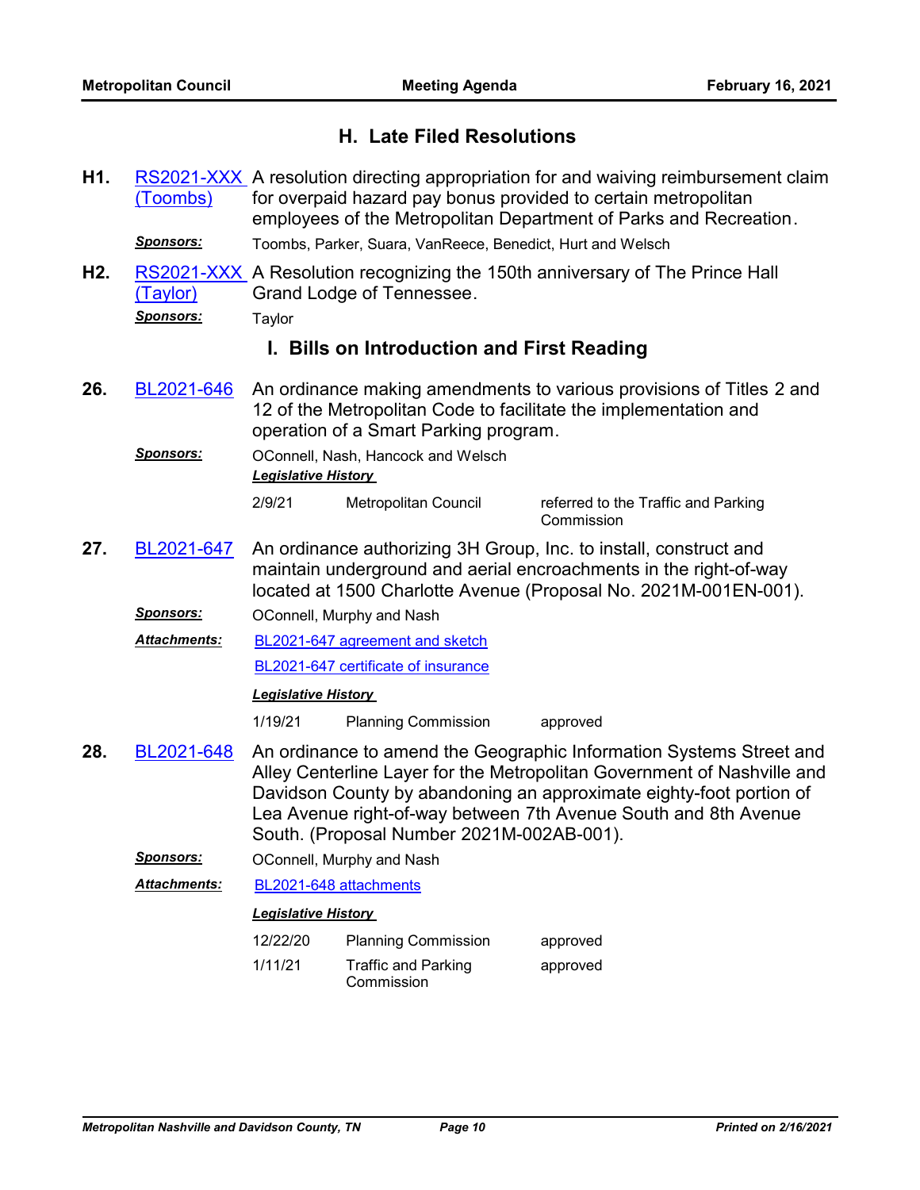## H. Late Filed Resolutions

**H1.** RS2021-XXX (Toombs) A resolution directing appropriation for and waiving reimbursement claim for overpaid hazard pay bonus provided to certain metropolitan employees of the Metropolitan Department of Parks and Recreation.

***Sponsors:*** Toombs, Parker, Suara, VanReece, Benedict, Hurt and Welsch

**H2.** RS2021-XXX (Taylor) A Resolution recognizing the 150th anniversary of The Prince Hall Grand Lodge of Tennessee.

***Sponsors:*** Taylor

## I. Bills on Introduction and First Reading

**26.** BL2021-646 An ordinance making amendments to various provisions of Titles 2 and 12 of the Metropolitan Code to facilitate the implementation and operation of a Smart Parking program.

***Sponsors:*** OConnell, Nash, Hancock and Welsch

***Legislative History***

| | | |
|---|---|---|
| 2/9/21 | Metropolitan Council | referred to the Traffic and Parking Commission |

**27.** BL2021-647 An ordinance authorizing 3H Group, Inc. to install, construct and maintain underground and aerial encroachments in the right-of-way located at 1500 Charlotte Avenue (Proposal No. 2021M-001EN-001).

***Sponsors:*** OConnell, Murphy and Nash

***Attachments:*** BL2021-647 agreement and sketch
BL2021-647 certificate of insurance

***Legislative History***

| | | |
|---|---|---|
| 1/19/21 | Planning Commission | approved |

**28.** BL2021-648 An ordinance to amend the Geographic Information Systems Street and Alley Centerline Layer for the Metropolitan Government of Nashville and Davidson County by abandoning an approximate eighty-foot portion of Lea Avenue right-of-way between 7th Avenue South and 8th Avenue South. (Proposal Number 2021M-002AB-001).

***Sponsors:*** OConnell, Murphy and Nash

***Attachments:*** BL2021-648 attachments

***Legislative History***

| | | |
|---|---|---|
| 12/22/20 | Planning Commission | approved |
| 1/11/21 | Traffic and Parking Commission | approved |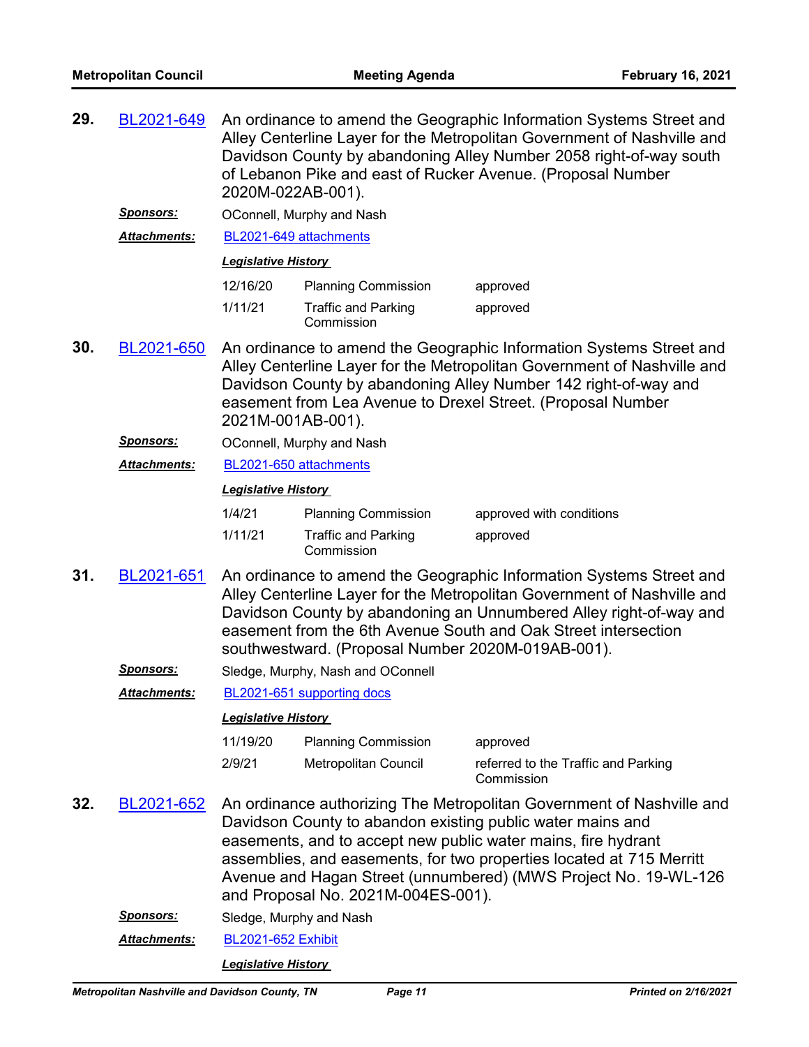**29.** BL2021-649 An ordinance to amend the Geographic Information Systems Street and Alley Centerline Layer for the Metropolitan Government of Nashville and Davidson County by abandoning Alley Number 2058 right-of-way south of Lebanon Pike and east of Rucker Avenue. (Proposal Number 2020M-022AB-001).

***Sponsors:*** OConnell, Murphy and Nash

***Attachments:*** BL2021-649 attachments

***Legislative History***

| | | |
|---|---|---|
| 12/16/20 | Planning Commission | approved |
| 1/11/21 | Traffic and Parking Commission | approved |

**30.** BL2021-650 An ordinance to amend the Geographic Information Systems Street and Alley Centerline Layer for the Metropolitan Government of Nashville and Davidson County by abandoning Alley Number 142 right-of-way and easement from Lea Avenue to Drexel Street. (Proposal Number 2021M-001AB-001).

***Sponsors:*** OConnell, Murphy and Nash

***Attachments:*** BL2021-650 attachments

***Legislative History***

| | | |
|---|---|---|
| 1/4/21 | Planning Commission | approved with conditions |
| 1/11/21 | Traffic and Parking Commission | approved |

**31.** BL2021-651 An ordinance to amend the Geographic Information Systems Street and Alley Centerline Layer for the Metropolitan Government of Nashville and Davidson County by abandoning an Unnumbered Alley right-of-way and easement from the 6th Avenue South and Oak Street intersection southwestward. (Proposal Number 2020M-019AB-001).

***Sponsors:*** Sledge, Murphy, Nash and OConnell

***Attachments:*** BL2021-651 supporting docs

***Legislative History***

| | | |
|---|---|---|
| 11/19/20 | Planning Commission | approved |
| 2/9/21 | Metropolitan Council | referred to the Traffic and Parking Commission |

**32.** BL2021-652 An ordinance authorizing The Metropolitan Government of Nashville and Davidson County to abandon existing public water mains and easements, and to accept new public water mains, fire hydrant assemblies, and easements, for two properties located at 715 Merritt Avenue and Hagan Street (unnumbered) (MWS Project No. 19-WL-126 and Proposal No. 2021M-004ES-001).

***Sponsors:*** Sledge, Murphy and Nash

***Attachments:*** BL2021-652 Exhibit

***Legislative History***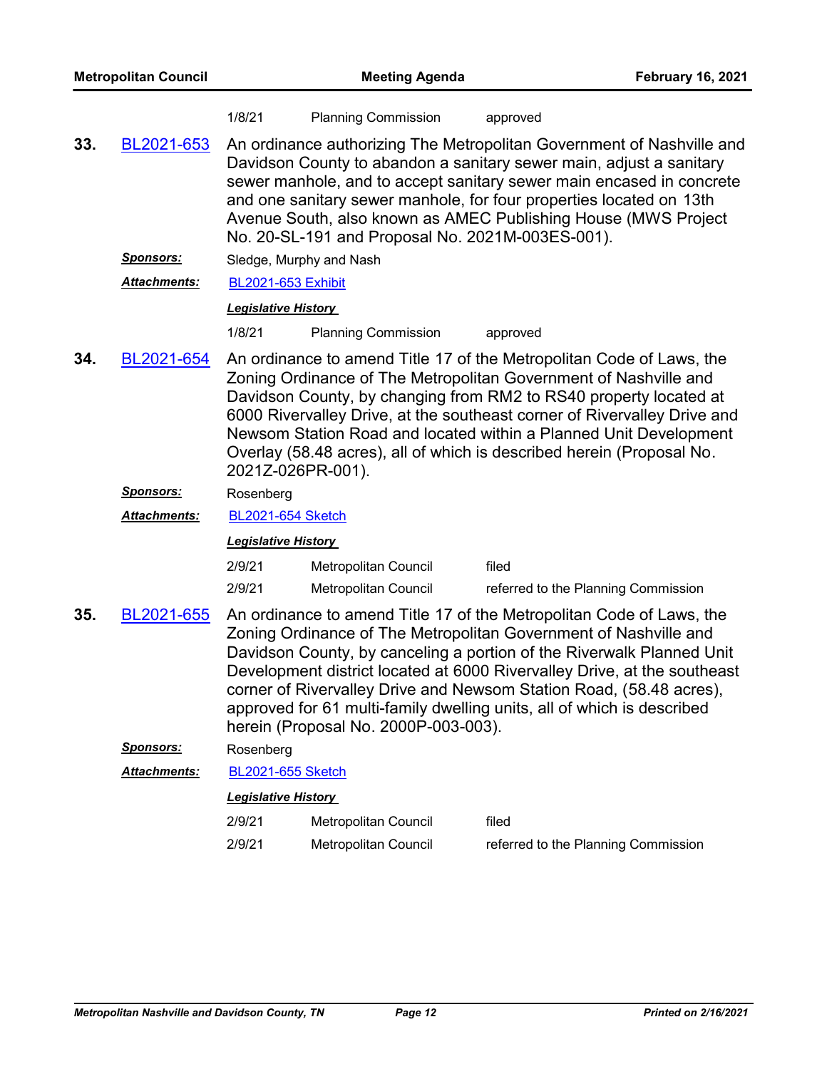| | | |
|---|---|---|
| 1/8/21 | Planning Commission | approved |

**33.** BL2021-653 An ordinance authorizing The Metropolitan Government of Nashville and Davidson County to abandon a sanitary sewer main, adjust a sanitary sewer manhole, and to accept sanitary sewer main encased in concrete and one sanitary sewer manhole, for four properties located on 13th Avenue South, also known as AMEC Publishing House (MWS Project No. 20-SL-191 and Proposal No. 2021M-003ES-001).

***Sponsors:*** Sledge, Murphy and Nash

***Attachments:*** BL2021-653 Exhibit

***Legislative History***

| | | |
|---|---|---|
| 1/8/21 | Planning Commission | approved |

**34.** BL2021-654 An ordinance to amend Title 17 of the Metropolitan Code of Laws, the Zoning Ordinance of The Metropolitan Government of Nashville and Davidson County, by changing from RM2 to RS40 property located at 6000 Rivervalley Drive, at the southeast corner of Rivervalley Drive and Newsom Station Road and located within a Planned Unit Development Overlay (58.48 acres), all of which is described herein (Proposal No. 2021Z-026PR-001).

***Sponsors:*** Rosenberg

***Attachments:*** BL2021-654 Sketch

***Legislative History***

| | | |
|---|---|---|
| 2/9/21 | Metropolitan Council | filed |
| 2/9/21 | Metropolitan Council | referred to the Planning Commission |

**35.** BL2021-655 An ordinance to amend Title 17 of the Metropolitan Code of Laws, the Zoning Ordinance of The Metropolitan Government of Nashville and Davidson County, by canceling a portion of the Riverwalk Planned Unit Development district located at 6000 Rivervalley Drive, at the southeast corner of Rivervalley Drive and Newsom Station Road, (58.48 acres), approved for 61 multi-family dwelling units, all of which is described herein (Proposal No. 2000P-003-003).

***Sponsors:*** Rosenberg

***Attachments:*** BL2021-655 Sketch

***Legislative History***

| | | |
|---|---|---|
| 2/9/21 | Metropolitan Council | filed |
| 2/9/21 | Metropolitan Council | referred to the Planning Commission |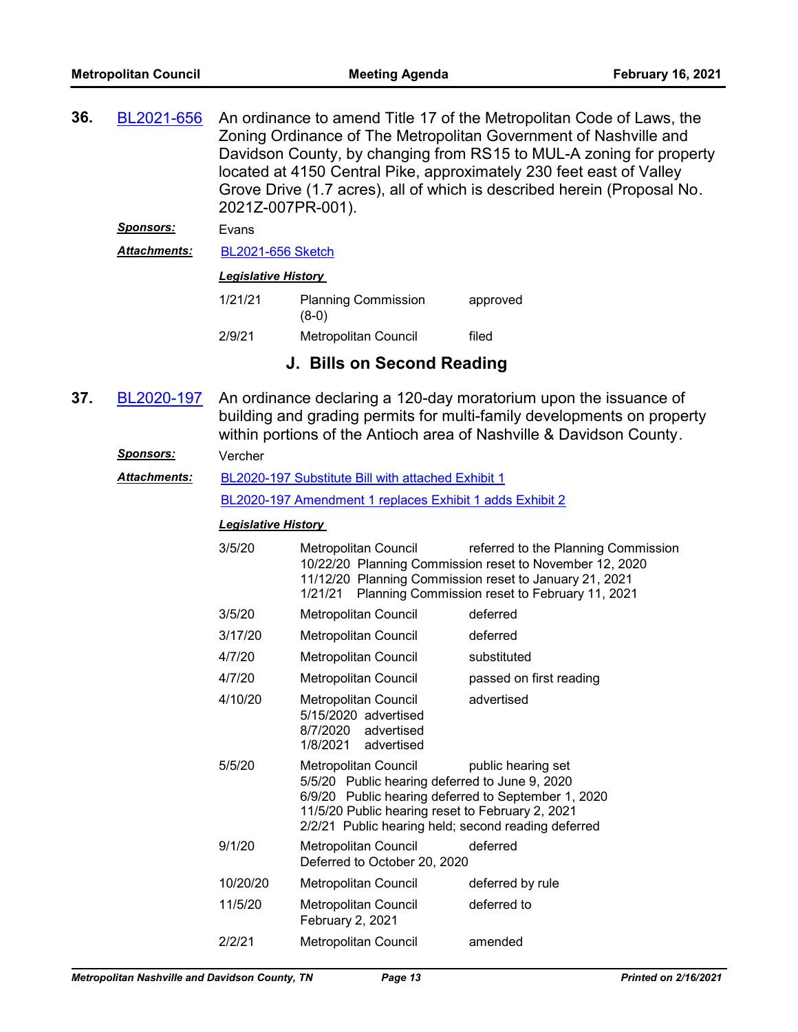**36.** BL2021-656 An ordinance to amend Title 17 of the Metropolitan Code of Laws, the Zoning Ordinance of The Metropolitan Government of Nashville and Davidson County, by changing from RS15 to MUL-A zoning for property located at 4150 Central Pike, approximately 230 feet east of Valley Grove Drive (1.7 acres), all of which is described herein (Proposal No. 2021Z-007PR-001).

***Sponsors:*** Evans

***Attachments:*** BL2021-656 Sketch

***Legislative History***

| | | |
|---|---|---|
| 1/21/21 | Planning Commission (8-0) | approved |
| 2/9/21 | Metropolitan Council | filed |

## J. Bills on Second Reading

**37.** BL2020-197 An ordinance declaring a 120-day moratorium upon the issuance of building and grading permits for multi-family developments on property within portions of the Antioch area of Nashville & Davidson County.

***Sponsors:*** Vercher

***Attachments:*** BL2020-197 Substitute Bill with attached Exhibit 1

BL2020-197 Amendment 1 replaces Exhibit 1 adds Exhibit 2

***Legislative History***

| | | |
|---|---|---|
| 3/5/20 | Metropolitan Council<br>10/22/20 Planning Commission reset to November 12, 2020<br>11/12/20 Planning Commission reset to January 21, 2021<br>1/21/21 Planning Commission reset to February 11, 2021 | referred to the Planning Commission |
| 3/5/20 | Metropolitan Council | deferred |
| 3/17/20 | Metropolitan Council | deferred |
| 4/7/20 | Metropolitan Council | substituted |
| 4/7/20 | Metropolitan Council | passed on first reading |
| 4/10/20 | Metropolitan Council<br>5/15/2020 advertised<br>8/7/2020 advertised<br>1/8/2021 advertised | advertised |
| 5/5/20 | Metropolitan Council<br>5/5/20 Public hearing deferred to June 9, 2020<br>6/9/20 Public hearing deferred to September 1, 2020<br>11/5/20 Public hearing reset to February 2, 2021<br>2/2/21 Public hearing held; second reading deferred | public hearing set |
| 9/1/20 | Metropolitan Council<br>Deferred to October 20, 2020 | deferred |
| 10/20/20 | Metropolitan Council | deferred by rule |
| 11/5/20 | Metropolitan Council<br>February 2, 2021 | deferred to |
| 2/2/21 | Metropolitan Council | amended |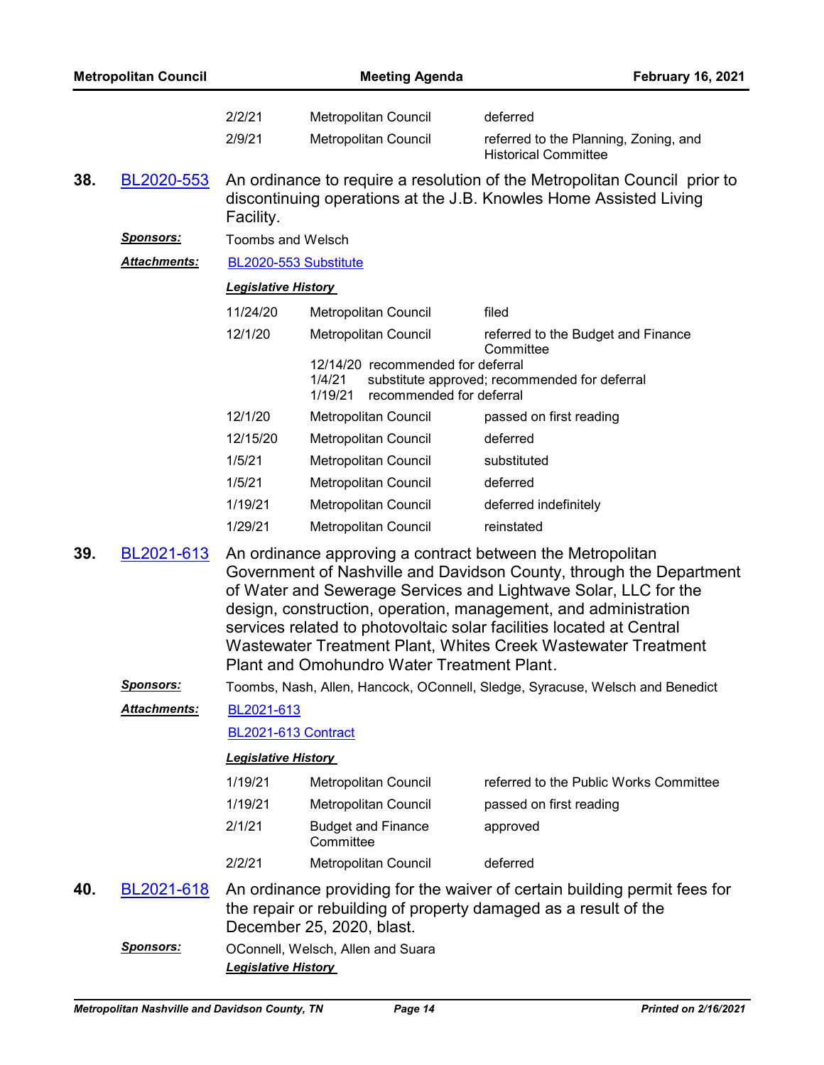| | | |
|---|---|---|
| 2/2/21 | Metropolitan Council | deferred |
| 2/9/21 | Metropolitan Council | referred to the Planning, Zoning, and Historical Committee |

**38.** BL2020-553 An ordinance to require a resolution of the Metropolitan Council prior to discontinuing operations at the J.B. Knowles Home Assisted Living Facility.

***Sponsors:*** Toombs and Welsch

***Attachments:*** BL2020-553 Substitute

***Legislative History***

| | | |
|---|---|---|
| 11/24/20 | Metropolitan Council | filed |
| 12/1/20 | Metropolitan Council | referred to the Budget and Finance Committee |
| | 12/14/20 recommended for deferral<br>1/4/21 substitute approved; recommended for deferral<br>1/19/21 recommended for deferral | |
| 12/1/20 | Metropolitan Council | passed on first reading |
| 12/15/20 | Metropolitan Council | deferred |
| 1/5/21 | Metropolitan Council | substituted |
| 1/5/21 | Metropolitan Council | deferred |
| 1/19/21 | Metropolitan Council | deferred indefinitely |
| 1/29/21 | Metropolitan Council | reinstated |

**39.** BL2021-613 An ordinance approving a contract between the Metropolitan Government of Nashville and Davidson County, through the Department of Water and Sewerage Services and Lightwave Solar, LLC for the design, construction, operation, management, and administration services related to photovoltaic solar facilities located at Central Wastewater Treatment Plant, Whites Creek Wastewater Treatment Plant and Omohundro Water Treatment Plant.

***Sponsors:*** Toombs, Nash, Allen, Hancock, OConnell, Sledge, Syracuse, Welsch and Benedict

***Attachments:*** BL2021-613

BL2021-613 Contract

***Legislative History***

| | | |
|---|---|---|
| 1/19/21 | Metropolitan Council | referred to the Public Works Committee |
| 1/19/21 | Metropolitan Council | passed on first reading |
| 2/1/21 | Budget and Finance Committee | approved |
| 2/2/21 | Metropolitan Council | deferred |

**40.** BL2021-618 An ordinance providing for the waiver of certain building permit fees for the repair or rebuilding of property damaged as a result of the December 25, 2020, blast.

***Sponsors:*** OConnell, Welsch, Allen and Suara

***Legislative History***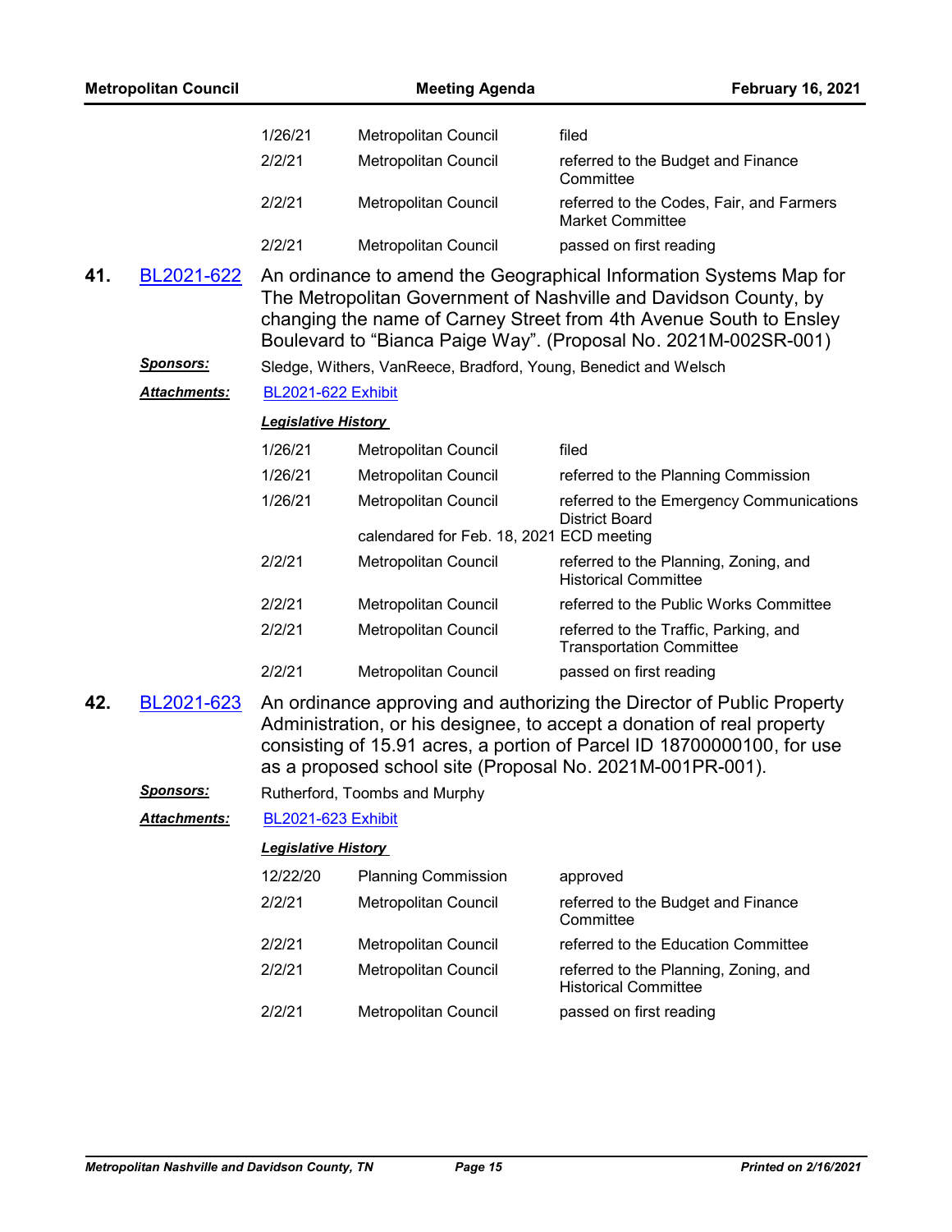| | | |
|---|---|---|
| 1/26/21 | Metropolitan Council | filed |
| 2/2/21 | Metropolitan Council | referred to the Budget and Finance Committee |
| 2/2/21 | Metropolitan Council | referred to the Codes, Fair, and Farmers Market Committee |
| 2/2/21 | Metropolitan Council | passed on first reading |

**41.** [BL2021-622] An ordinance to amend the Geographical Information Systems Map for The Metropolitan Government of Nashville and Davidson County, by changing the name of Carney Street from 4th Avenue South to Ensley Boulevard to "Bianca Paige Way". (Proposal No. 2021M-002SR-001)

***Sponsors:*** Sledge, Withers, VanReece, Bradford, Young, Benedict and Welsch

***Attachments:*** BL2021-622 Exhibit

***Legislative History***

| | | |
|---|---|---|
| 1/26/21 | Metropolitan Council | filed |
| 1/26/21 | Metropolitan Council | referred to the Planning Commission |
| 1/26/21 | Metropolitan Council | referred to the Emergency Communications District Board |
| | calendared for Feb. 18, 2021 ECD meeting | |
| 2/2/21 | Metropolitan Council | referred to the Planning, Zoning, and Historical Committee |
| 2/2/21 | Metropolitan Council | referred to the Public Works Committee |
| 2/2/21 | Metropolitan Council | referred to the Traffic, Parking, and Transportation Committee |
| 2/2/21 | Metropolitan Council | passed on first reading |

**42.** [BL2021-623] An ordinance approving and authorizing the Director of Public Property Administration, or his designee, to accept a donation of real property consisting of 15.91 acres, a portion of Parcel ID 18700000100, for use as a proposed school site (Proposal No. 2021M-001PR-001).

***Sponsors:*** Rutherford, Toombs and Murphy

***Attachments:*** BL2021-623 Exhibit

***Legislative History***

| | | |
|---|---|---|
| 12/22/20 | Planning Commission | approved |
| 2/2/21 | Metropolitan Council | referred to the Budget and Finance Committee |
| 2/2/21 | Metropolitan Council | referred to the Education Committee |
| 2/2/21 | Metropolitan Council | referred to the Planning, Zoning, and Historical Committee |
| 2/2/21 | Metropolitan Council | passed on first reading |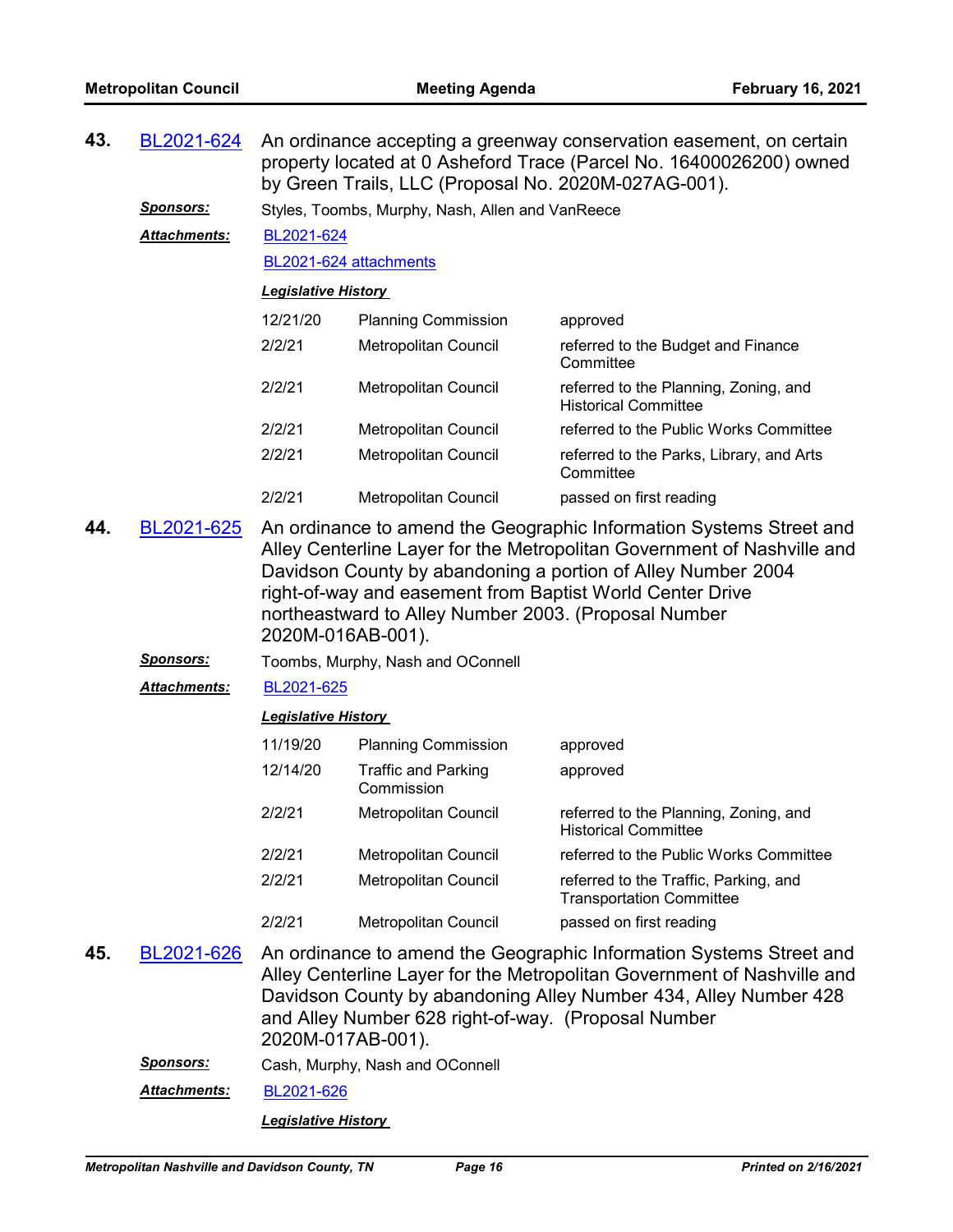**43. BL2021-624** An ordinance accepting a greenway conservation easement, on certain property located at 0 Asheford Trace (Parcel No. 16400026200) owned by Green Trails, LLC (Proposal No. 2020M-027AG-001).

***Sponsors:*** Styles, Toombs, Murphy, Nash, Allen and VanReece

***Attachments:*** BL2021-624

BL2021-624 attachments

***Legislative History***

| | | |
|---|---|---|
| 12/21/20 | Planning Commission | approved |
| 2/2/21 | Metropolitan Council | referred to the Budget and Finance Committee |
| 2/2/21 | Metropolitan Council | referred to the Planning, Zoning, and Historical Committee |
| 2/2/21 | Metropolitan Council | referred to the Public Works Committee |
| 2/2/21 | Metropolitan Council | referred to the Parks, Library, and Arts Committee |
| 2/2/21 | Metropolitan Council | passed on first reading |

**44. BL2021-625** An ordinance to amend the Geographic Information Systems Street and Alley Centerline Layer for the Metropolitan Government of Nashville and Davidson County by abandoning a portion of Alley Number 2004 right-of-way and easement from Baptist World Center Drive northeastward to Alley Number 2003. (Proposal Number 2020M-016AB-001).

***Sponsors:*** Toombs, Murphy, Nash and OConnell

***Attachments:*** BL2021-625

***Legislative History***

| | | |
|---|---|---|
| 11/19/20 | Planning Commission | approved |
| 12/14/20 | Traffic and Parking Commission | approved |
| 2/2/21 | Metropolitan Council | referred to the Planning, Zoning, and Historical Committee |
| 2/2/21 | Metropolitan Council | referred to the Public Works Committee |
| 2/2/21 | Metropolitan Council | referred to the Traffic, Parking, and Transportation Committee |
| 2/2/21 | Metropolitan Council | passed on first reading |

**45. BL2021-626** An ordinance to amend the Geographic Information Systems Street and Alley Centerline Layer for the Metropolitan Government of Nashville and Davidson County by abandoning Alley Number 434, Alley Number 428 and Alley Number 628 right-of-way. (Proposal Number 2020M-017AB-001).

***Sponsors:*** Cash, Murphy, Nash and OConnell

***Attachments:*** BL2021-626

***Legislative History***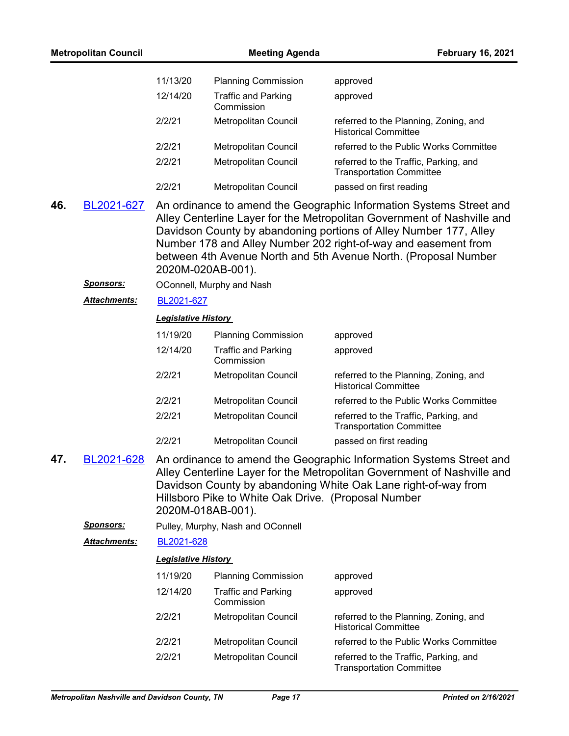| | | |
|---|---|---|
| 11/13/20 | Planning Commission | approved |
| 12/14/20 | Traffic and Parking Commission | approved |
| 2/2/21 | Metropolitan Council | referred to the Planning, Zoning, and Historical Committee |
| 2/2/21 | Metropolitan Council | referred to the Public Works Committee |
| 2/2/21 | Metropolitan Council | referred to the Traffic, Parking, and Transportation Committee |
| 2/2/21 | Metropolitan Council | passed on first reading |

**46.** BL2021-627 An ordinance to amend the Geographic Information Systems Street and Alley Centerline Layer for the Metropolitan Government of Nashville and Davidson County by abandoning portions of Alley Number 177, Alley Number 178 and Alley Number 202 right-of-way and easement from between 4th Avenue North and 5th Avenue North. (Proposal Number 2020M-020AB-001).

***Sponsors:*** OConnell, Murphy and Nash

***Attachments:*** BL2021-627

***Legislative History***

| | | |
|---|---|---|
| 11/19/20 | Planning Commission | approved |
| 12/14/20 | Traffic and Parking Commission | approved |
| 2/2/21 | Metropolitan Council | referred to the Planning, Zoning, and Historical Committee |
| 2/2/21 | Metropolitan Council | referred to the Public Works Committee |
| 2/2/21 | Metropolitan Council | referred to the Traffic, Parking, and Transportation Committee |
| 2/2/21 | Metropolitan Council | passed on first reading |

**47.** BL2021-628 An ordinance to amend the Geographic Information Systems Street and Alley Centerline Layer for the Metropolitan Government of Nashville and Davidson County by abandoning White Oak Lane right-of-way from Hillsboro Pike to White Oak Drive. (Proposal Number 2020M-018AB-001).

***Sponsors:*** Pulley, Murphy, Nash and OConnell

***Attachments:*** BL2021-628

***Legislative History***

| | | |
|---|---|---|
| 11/19/20 | Planning Commission | approved |
| 12/14/20 | Traffic and Parking Commission | approved |
| 2/2/21 | Metropolitan Council | referred to the Planning, Zoning, and Historical Committee |
| 2/2/21 | Metropolitan Council | referred to the Public Works Committee |
| 2/2/21 | Metropolitan Council | referred to the Traffic, Parking, and Transportation Committee |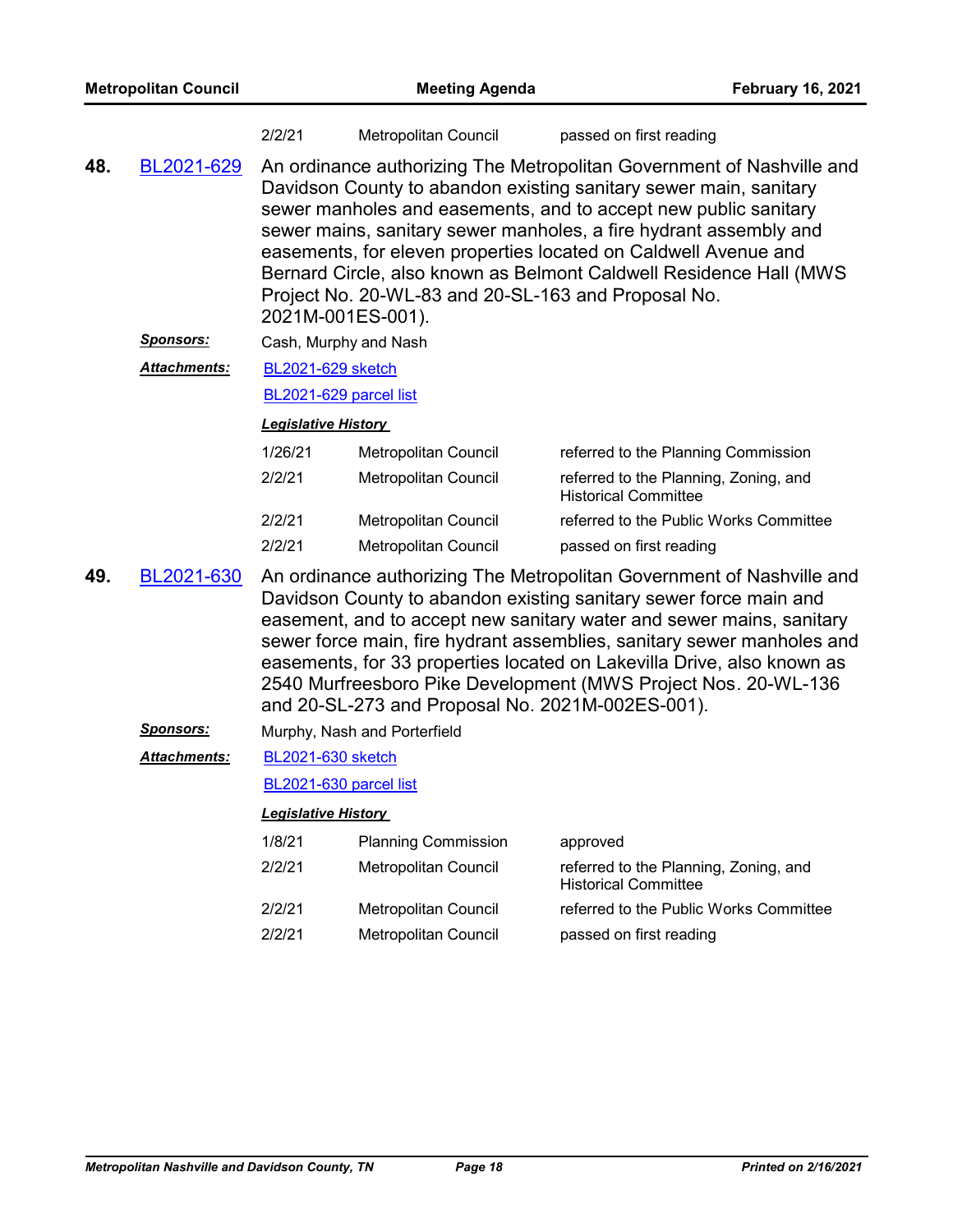| | | |
|---|---|---|
| 2/2/21 | Metropolitan Council | passed on first reading |

**48.** BL2021-629 An ordinance authorizing The Metropolitan Government of Nashville and Davidson County to abandon existing sanitary sewer main, sanitary sewer manholes and easements, and to accept new public sanitary sewer mains, sanitary sewer manholes, a fire hydrant assembly and easements, for eleven properties located on Caldwell Avenue and Bernard Circle, also known as Belmont Caldwell Residence Hall (MWS Project No. 20-WL-83 and 20-SL-163 and Proposal No. 2021M-001ES-001).

***Sponsors:*** Cash, Murphy and Nash

***Attachments:*** BL2021-629 sketch

BL2021-629 parcel list

***Legislative History***

| | | |
|---|---|---|
| 1/26/21 | Metropolitan Council | referred to the Planning Commission |
| 2/2/21 | Metropolitan Council | referred to the Planning, Zoning, and Historical Committee |
| 2/2/21 | Metropolitan Council | referred to the Public Works Committee |
| 2/2/21 | Metropolitan Council | passed on first reading |

**49.** BL2021-630 An ordinance authorizing The Metropolitan Government of Nashville and Davidson County to abandon existing sanitary sewer force main and easement, and to accept new sanitary water and sewer mains, sanitary sewer force main, fire hydrant assemblies, sanitary sewer manholes and easements, for 33 properties located on Lakevilla Drive, also known as 2540 Murfreesboro Pike Development (MWS Project Nos. 20-WL-136 and 20-SL-273 and Proposal No. 2021M-002ES-001).

***Sponsors:*** Murphy, Nash and Porterfield

***Attachments:*** BL2021-630 sketch

BL2021-630 parcel list

***Legislative History***

| | | |
|---|---|---|
| 1/8/21 | Planning Commission | approved |
| 2/2/21 | Metropolitan Council | referred to the Planning, Zoning, and Historical Committee |
| 2/2/21 | Metropolitan Council | referred to the Public Works Committee |
| 2/2/21 | Metropolitan Council | passed on first reading |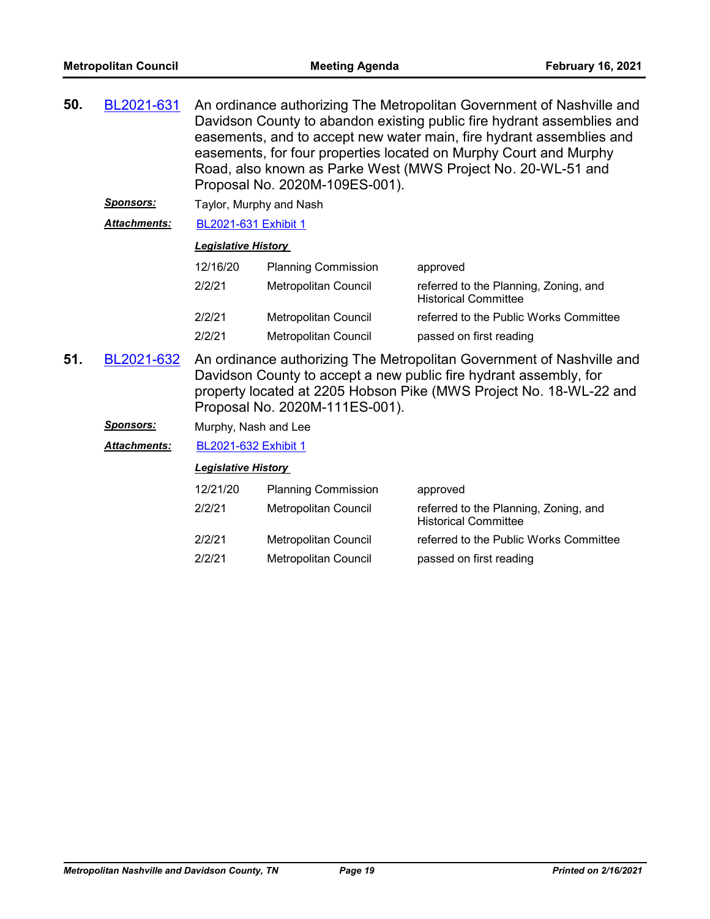**50.** BL2021-631 An ordinance authorizing The Metropolitan Government of Nashville and Davidson County to abandon existing public fire hydrant assemblies and easements, and to accept new water main, fire hydrant assemblies and easements, for four properties located on Murphy Court and Murphy Road, also known as Parke West (MWS Project No. 20-WL-51 and Proposal No. 2020M-109ES-001).

***Sponsors:*** Taylor, Murphy and Nash

***Attachments:*** BL2021-631 Exhibit 1

***Legislative History***

| | | |
|---|---|---|
| 12/16/20 | Planning Commission | approved |
| 2/2/21 | Metropolitan Council | referred to the Planning, Zoning, and Historical Committee |
| 2/2/21 | Metropolitan Council | referred to the Public Works Committee |
| 2/2/21 | Metropolitan Council | passed on first reading |

**51.** BL2021-632 An ordinance authorizing The Metropolitan Government of Nashville and Davidson County to accept a new public fire hydrant assembly, for property located at 2205 Hobson Pike (MWS Project No. 18-WL-22 and Proposal No. 2020M-111ES-001).

***Sponsors:*** Murphy, Nash and Lee

***Attachments:*** BL2021-632 Exhibit 1

***Legislative History***

| | | |
|---|---|---|
| 12/21/20 | Planning Commission | approved |
| 2/2/21 | Metropolitan Council | referred to the Planning, Zoning, and Historical Committee |
| 2/2/21 | Metropolitan Council | referred to the Public Works Committee |
| 2/2/21 | Metropolitan Council | passed on first reading |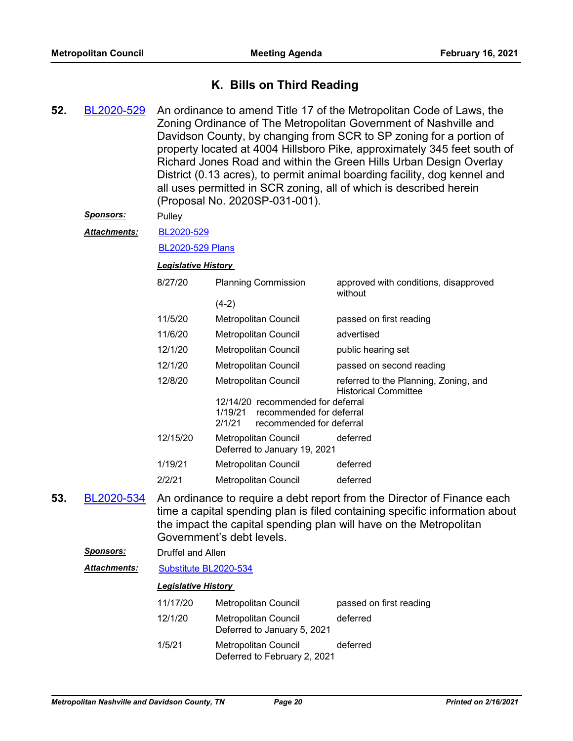## K. Bills on Third Reading

**52.** BL2020-529 An ordinance to amend Title 17 of the Metropolitan Code of Laws, the Zoning Ordinance of The Metropolitan Government of Nashville and Davidson County, by changing from SCR to SP zoning for a portion of property located at 4004 Hillsboro Pike, approximately 345 feet south of Richard Jones Road and within the Green Hills Urban Design Overlay District (0.13 acres), to permit animal boarding facility, dog kennel and all uses permitted in SCR zoning, all of which is described herein (Proposal No. 2020SP-031-001).

***Sponsors:*** Pulley

***Attachments:*** BL2020-529
BL2020-529 Plans

***Legislative History***

| | | |
|---|---|---|
| 8/27/20 | Planning Commission (4-2) | approved with conditions, disapproved without |
| 11/5/20 | Metropolitan Council | passed on first reading |
| 11/6/20 | Metropolitan Council | advertised |
| 12/1/20 | Metropolitan Council | public hearing set |
| 12/1/20 | Metropolitan Council | passed on second reading |
| 12/8/20 | Metropolitan Council | referred to the Planning, Zoning, and Historical Committee |
| | 12/14/20 recommended for deferral<br>1/19/21 recommended for deferral<br>2/1/21 recommended for deferral | |
| 12/15/20 | Metropolitan Council<br>Deferred to January 19, 2021 | deferred |
| 1/19/21 | Metropolitan Council | deferred |
| 2/2/21 | Metropolitan Council | deferred |

**53.** BL2020-534 An ordinance to require a debt report from the Director of Finance each time a capital spending plan is filed containing specific information about the impact the capital spending plan will have on the Metropolitan Government's debt levels.

***Sponsors:*** Druffel and Allen

***Attachments:*** Substitute BL2020-534

***Legislative History***

| | | |
|---|---|---|
| 11/17/20 | Metropolitan Council | passed on first reading |
| 12/1/20 | Metropolitan Council<br>Deferred to January 5, 2021 | deferred |
| 1/5/21 | Metropolitan Council<br>Deferred to February 2, 2021 | deferred |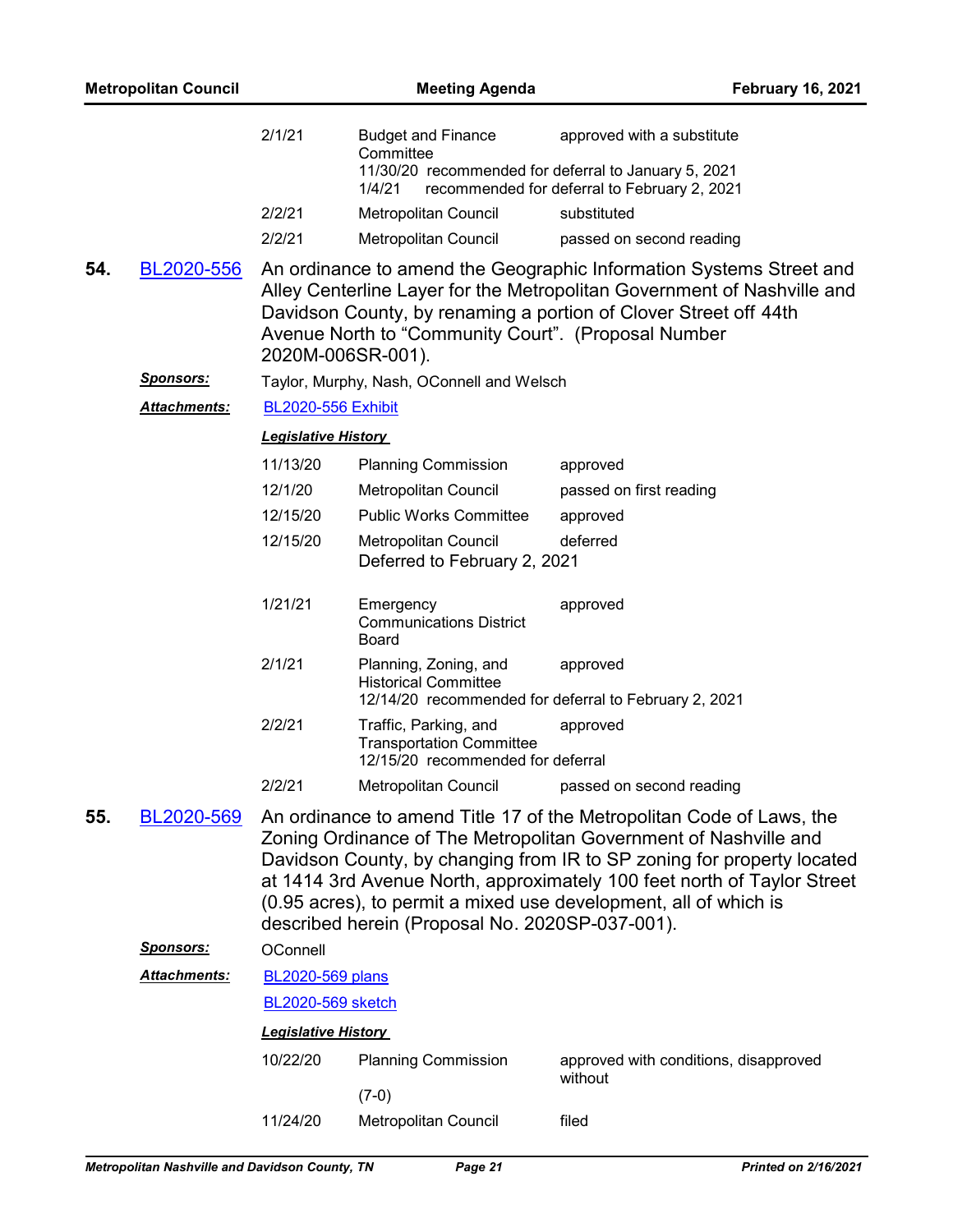| | | |
|---|---|---|
| 2/1/21 | Budget and Finance Committee | approved with a substitute |
| | 11/30/20 recommended for deferral to January 5, 2021<br>1/4/21 recommended for deferral to February 2, 2021 | |
| 2/2/21 | Metropolitan Council | substituted |
| 2/2/21 | Metropolitan Council | passed on second reading |

**54.** BL2020-556 An ordinance to amend the Geographic Information Systems Street and Alley Centerline Layer for the Metropolitan Government of Nashville and Davidson County, by renaming a portion of Clover Street off 44th Avenue North to “Community Court”. (Proposal Number 2020M-006SR-001).

***Sponsors:*** Taylor, Murphy, Nash, OConnell and Welsch

***Attachments:*** BL2020-556 Exhibit

***Legislative History***

| | | |
|---|---|---|
| 11/13/20 | Planning Commission | approved |
| 12/1/20 | Metropolitan Council | passed on first reading |
| 12/15/20 | Public Works Committee | approved |
| 12/15/20 | Metropolitan Council | deferred |
| | Deferred to February 2, 2021 | |
| 1/21/21 | Emergency Communications District Board | approved |
| 2/1/21 | Planning, Zoning, and Historical Committee | approved |
| | 12/14/20 recommended for deferral to February 2, 2021 | |
| 2/2/21 | Traffic, Parking, and Transportation Committee | approved |
| | 12/15/20 recommended for deferral | |
| 2/2/21 | Metropolitan Council | passed on second reading |

**55.** BL2020-569 An ordinance to amend Title 17 of the Metropolitan Code of Laws, the Zoning Ordinance of The Metropolitan Government of Nashville and Davidson County, by changing from IR to SP zoning for property located at 1414 3rd Avenue North, approximately 100 feet north of Taylor Street (0.95 acres), to permit a mixed use development, all of which is described herein (Proposal No. 2020SP-037-001).

***Sponsors:*** OConnell

***Attachments:*** BL2020-569 plans

BL2020-569 sketch

***Legislative History***

| | | |
|---|---|---|
| 10/22/20 | Planning Commission | approved with conditions, disapproved without |
| | (7-0) | |
| 11/24/20 | Metropolitan Council | filed |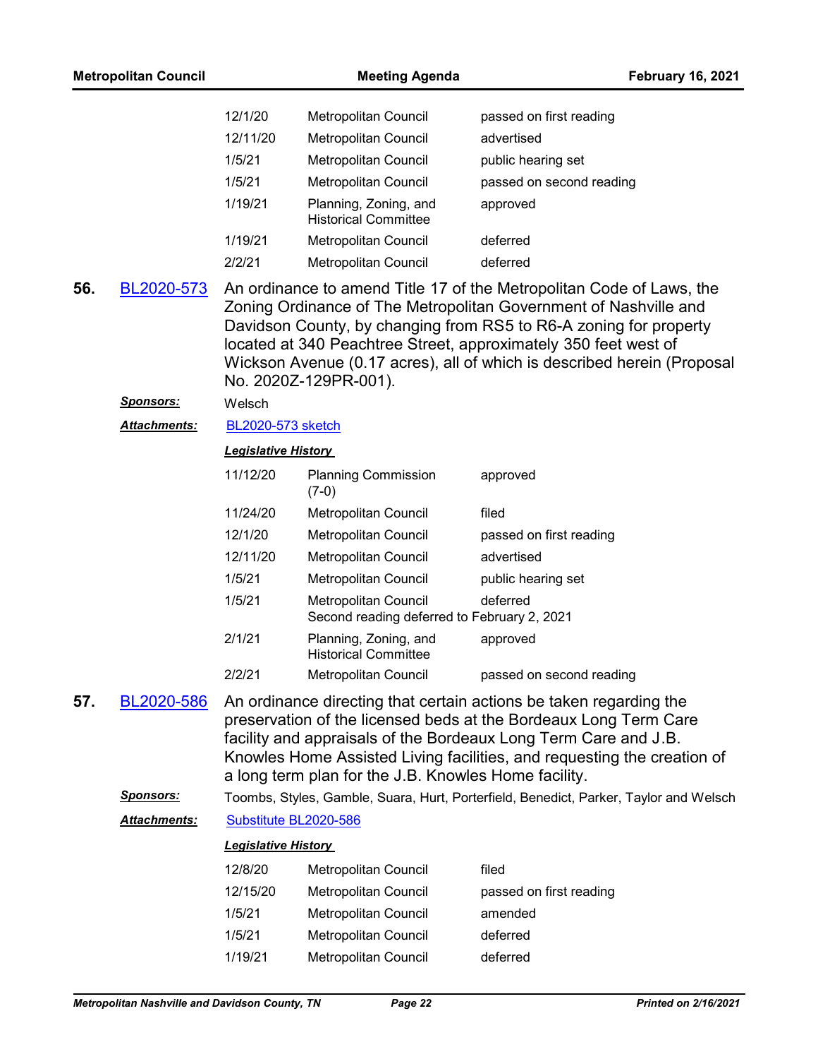| | | |
|---|---|---|
| 12/1/20 | Metropolitan Council | passed on first reading |
| 12/11/20 | Metropolitan Council | advertised |
| 1/5/21 | Metropolitan Council | public hearing set |
| 1/5/21 | Metropolitan Council | passed on second reading |
| 1/19/21 | Planning, Zoning, and Historical Committee | approved |
| 1/19/21 | Metropolitan Council | deferred |
| 2/2/21 | Metropolitan Council | deferred |

**56.** BL2020-573 An ordinance to amend Title 17 of the Metropolitan Code of Laws, the Zoning Ordinance of The Metropolitan Government of Nashville and Davidson County, by changing from RS5 to R6-A zoning for property located at 340 Peachtree Street, approximately 350 feet west of Wickson Avenue (0.17 acres), all of which is described herein (Proposal No. 2020Z-129PR-001).

***Sponsors:*** Welsch

***Attachments:*** BL2020-573 sketch

***Legislative History***

| | | |
|---|---|---|
| 11/12/20 | Planning Commission (7-0) | approved |
| 11/24/20 | Metropolitan Council | filed |
| 12/1/20 | Metropolitan Council | passed on first reading |
| 12/11/20 | Metropolitan Council | advertised |
| 1/5/21 | Metropolitan Council | public hearing set |
| 1/5/21 | Metropolitan Council Second reading deferred to February 2, 2021 | deferred |
| 2/1/21 | Planning, Zoning, and Historical Committee | approved |
| 2/2/21 | Metropolitan Council | passed on second reading |

**57.** BL2020-586 An ordinance directing that certain actions be taken regarding the preservation of the licensed beds at the Bordeaux Long Term Care facility and appraisals of the Bordeaux Long Term Care and J.B. Knowles Home Assisted Living facilities, and requesting the creation of a long term plan for the J.B. Knowles Home facility.

***Sponsors:*** Toombs, Styles, Gamble, Suara, Hurt, Porterfield, Benedict, Parker, Taylor and Welsch

***Attachments:*** Substitute BL2020-586

***Legislative History***

| | | |
|---|---|---|
| 12/8/20 | Metropolitan Council | filed |
| 12/15/20 | Metropolitan Council | passed on first reading |
| 1/5/21 | Metropolitan Council | amended |
| 1/5/21 | Metropolitan Council | deferred |
| 1/19/21 | Metropolitan Council | deferred |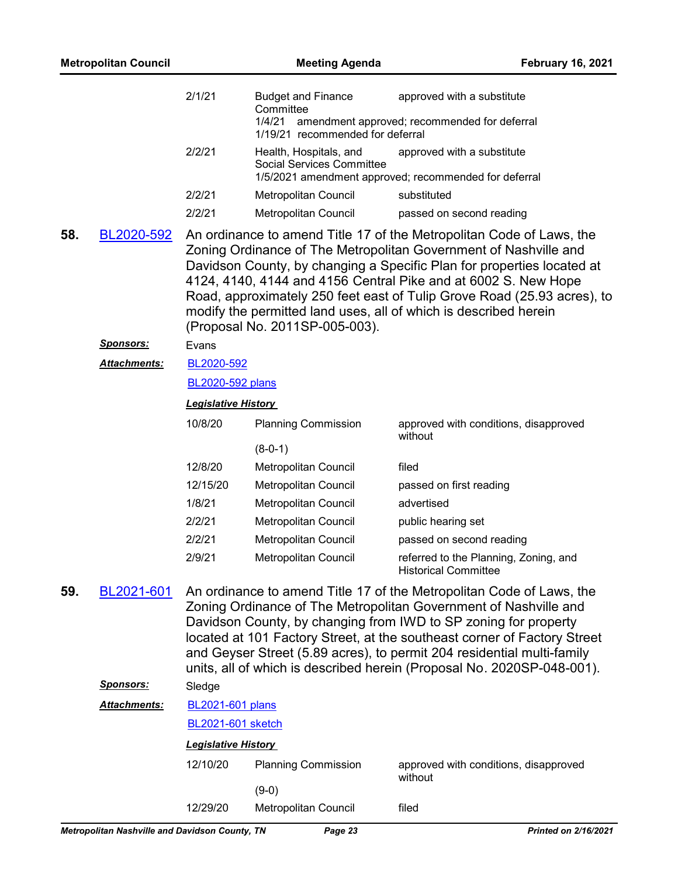| | | |
|---|---|---|
| 2/1/21 | Budget and Finance Committee | approved with a substitute |
| | 1/4/21 amendment approved; recommended for deferral | |
| | 1/19/21 recommended for deferral | |
| 2/2/21 | Health, Hospitals, and Social Services Committee | approved with a substitute |
| | 1/5/2021 amendment approved; recommended for deferral | |
| 2/2/21 | Metropolitan Council | substituted |
| 2/2/21 | Metropolitan Council | passed on second reading |

**58.** BL2020-592

An ordinance to amend Title 17 of the Metropolitan Code of Laws, the Zoning Ordinance of The Metropolitan Government of Nashville and Davidson County, by changing a Specific Plan for properties located at 4124, 4140, 4144 and 4156 Central Pike and at 6002 S. New Hope Road, approximately 250 feet east of Tulip Grove Road (25.93 acres), to modify the permitted land uses, all of which is described herein (Proposal No. 2011SP-005-003).

***Sponsors:*** Evans

***Attachments:*** BL2020-592

BL2020-592 plans

***Legislative History***

| | | |
|---|---|---|
| 10/8/20 | Planning Commission | approved with conditions, disapproved without |
| | (8-0-1) | |
| 12/8/20 | Metropolitan Council | filed |
| 12/15/20 | Metropolitan Council | passed on first reading |
| 1/8/21 | Metropolitan Council | advertised |
| 2/2/21 | Metropolitan Council | public hearing set |
| 2/2/21 | Metropolitan Council | passed on second reading |
| 2/9/21 | Metropolitan Council | referred to the Planning, Zoning, and Historical Committee |

**59.** BL2021-601

An ordinance to amend Title 17 of the Metropolitan Code of Laws, the Zoning Ordinance of The Metropolitan Government of Nashville and Davidson County, by changing from IWD to SP zoning for property located at 101 Factory Street, at the southeast corner of Factory Street and Geyser Street (5.89 acres), to permit 204 residential multi-family units, all of which is described herein (Proposal No. 2020SP-048-001).

***Sponsors:*** Sledge

***Attachments:*** BL2021-601 plans

BL2021-601 sketch

***Legislative History***

| | | |
|---|---|---|
| 12/10/20 | Planning Commission | approved with conditions, disapproved without |
| | (9-0) | |
| 12/29/20 | Metropolitan Council | filed |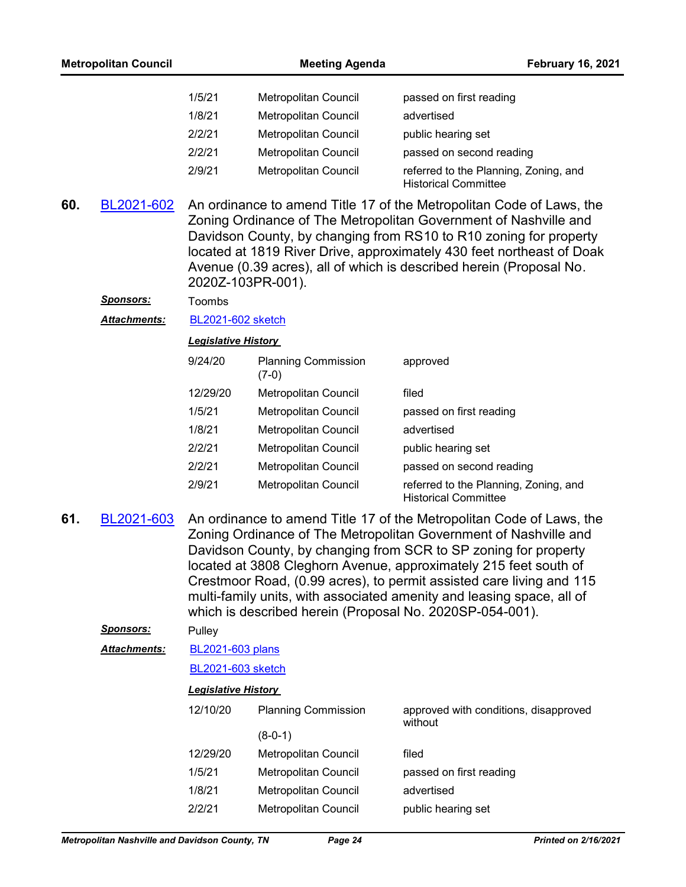| | | |
|---|---|---|
| 1/5/21 | Metropolitan Council | passed on first reading |
| 1/8/21 | Metropolitan Council | advertised |
| 2/2/21 | Metropolitan Council | public hearing set |
| 2/2/21 | Metropolitan Council | passed on second reading |
| 2/9/21 | Metropolitan Council | referred to the Planning, Zoning, and Historical Committee |

**60.** BL2021-602 An ordinance to amend Title 17 of the Metropolitan Code of Laws, the Zoning Ordinance of The Metropolitan Government of Nashville and Davidson County, by changing from RS10 to R10 zoning for property located at 1819 River Drive, approximately 430 feet northeast of Doak Avenue (0.39 acres), all of which is described herein (Proposal No. 2020Z-103PR-001).

***Sponsors:*** Toombs

***Attachments:*** BL2021-602 sketch

***Legislative History***

| | | |
|---|---|---|
| 9/24/20 | Planning Commission (7-0) | approved |
| 12/29/20 | Metropolitan Council | filed |
| 1/5/21 | Metropolitan Council | passed on first reading |
| 1/8/21 | Metropolitan Council | advertised |
| 2/2/21 | Metropolitan Council | public hearing set |
| 2/2/21 | Metropolitan Council | passed on second reading |
| 2/9/21 | Metropolitan Council | referred to the Planning, Zoning, and Historical Committee |

**61.** BL2021-603 An ordinance to amend Title 17 of the Metropolitan Code of Laws, the Zoning Ordinance of The Metropolitan Government of Nashville and Davidson County, by changing from SCR to SP zoning for property located at 3808 Cleghorn Avenue, approximately 215 feet south of Crestmoor Road, (0.99 acres), to permit assisted care living and 115 multi-family units, with associated amenity and leasing space, all of which is described herein (Proposal No. 2020SP-054-001).

***Sponsors:*** Pulley

***Attachments:*** BL2021-603 plans

BL2021-603 sketch

***Legislative History***

| | | |
|---|---|---|
| 12/10/20 | Planning Commission (8-0-1) | approved with conditions, disapproved without |
| 12/29/20 | Metropolitan Council | filed |
| 1/5/21 | Metropolitan Council | passed on first reading |
| 1/8/21 | Metropolitan Council | advertised |
| 2/2/21 | Metropolitan Council | public hearing set |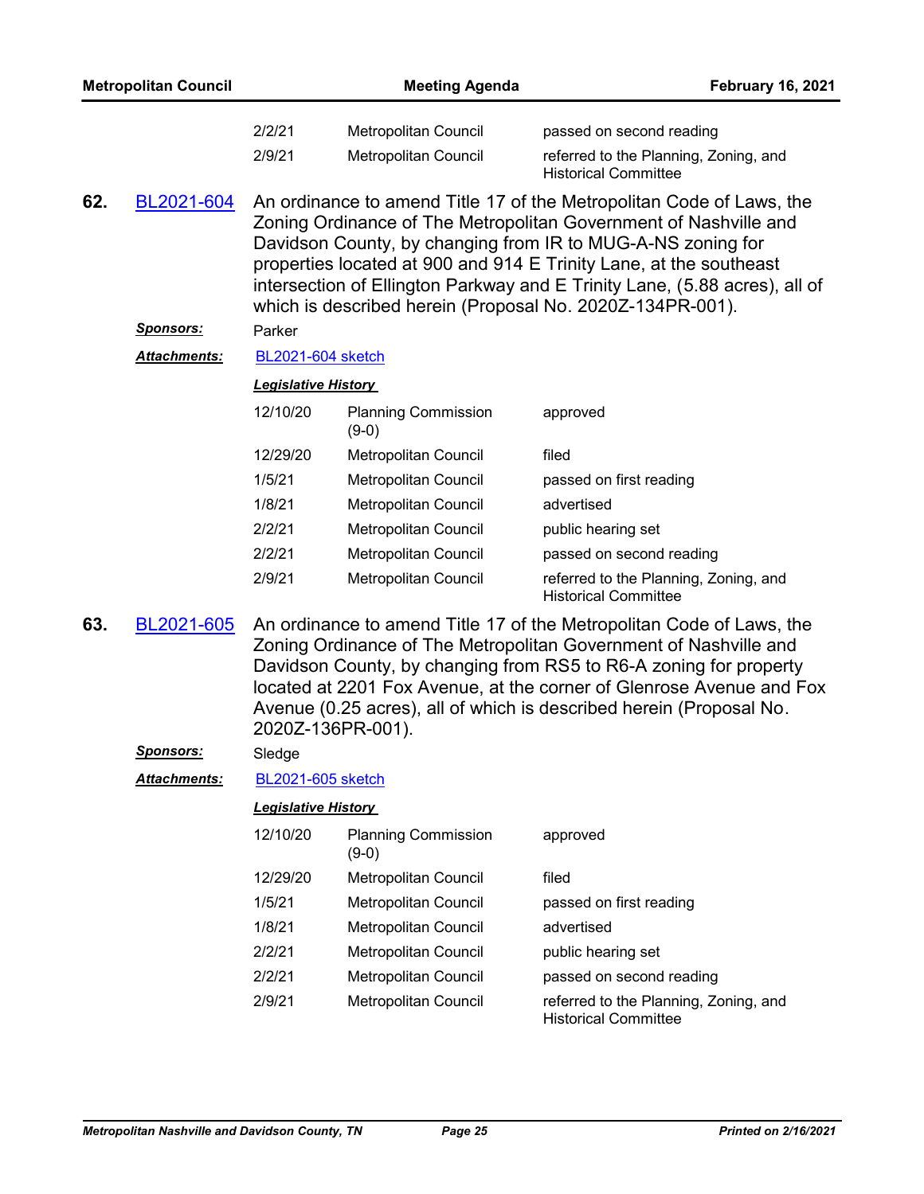| | | |
|---|---|---|
| 2/2/21 | Metropolitan Council | passed on second reading |
| 2/9/21 | Metropolitan Council | referred to the Planning, Zoning, and Historical Committee |

**62.** BL2021-604 An ordinance to amend Title 17 of the Metropolitan Code of Laws, the Zoning Ordinance of The Metropolitan Government of Nashville and Davidson County, by changing from IR to MUG-A-NS zoning for properties located at 900 and 914 E Trinity Lane, at the southeast intersection of Ellington Parkway and E Trinity Lane, (5.88 acres), all of which is described herein (Proposal No. 2020Z-134PR-001).

***Sponsors:*** Parker

***Attachments:*** BL2021-604 sketch

***Legislative History***

| | | |
|---|---|---|
| 12/10/20 | Planning Commission (9-0) | approved |
| 12/29/20 | Metropolitan Council | filed |
| 1/5/21 | Metropolitan Council | passed on first reading |
| 1/8/21 | Metropolitan Council | advertised |
| 2/2/21 | Metropolitan Council | public hearing set |
| 2/2/21 | Metropolitan Council | passed on second reading |
| 2/9/21 | Metropolitan Council | referred to the Planning, Zoning, and Historical Committee |

**63.** BL2021-605 An ordinance to amend Title 17 of the Metropolitan Code of Laws, the Zoning Ordinance of The Metropolitan Government of Nashville and Davidson County, by changing from RS5 to R6-A zoning for property located at 2201 Fox Avenue, at the corner of Glenrose Avenue and Fox Avenue (0.25 acres), all of which is described herein (Proposal No. 2020Z-136PR-001).

***Sponsors:*** Sledge

***Attachments:*** BL2021-605 sketch

***Legislative History***

| | | |
|---|---|---|
| 12/10/20 | Planning Commission (9-0) | approved |
| 12/29/20 | Metropolitan Council | filed |
| 1/5/21 | Metropolitan Council | passed on first reading |
| 1/8/21 | Metropolitan Council | advertised |
| 2/2/21 | Metropolitan Council | public hearing set |
| 2/2/21 | Metropolitan Council | passed on second reading |
| 2/9/21 | Metropolitan Council | referred to the Planning, Zoning, and Historical Committee |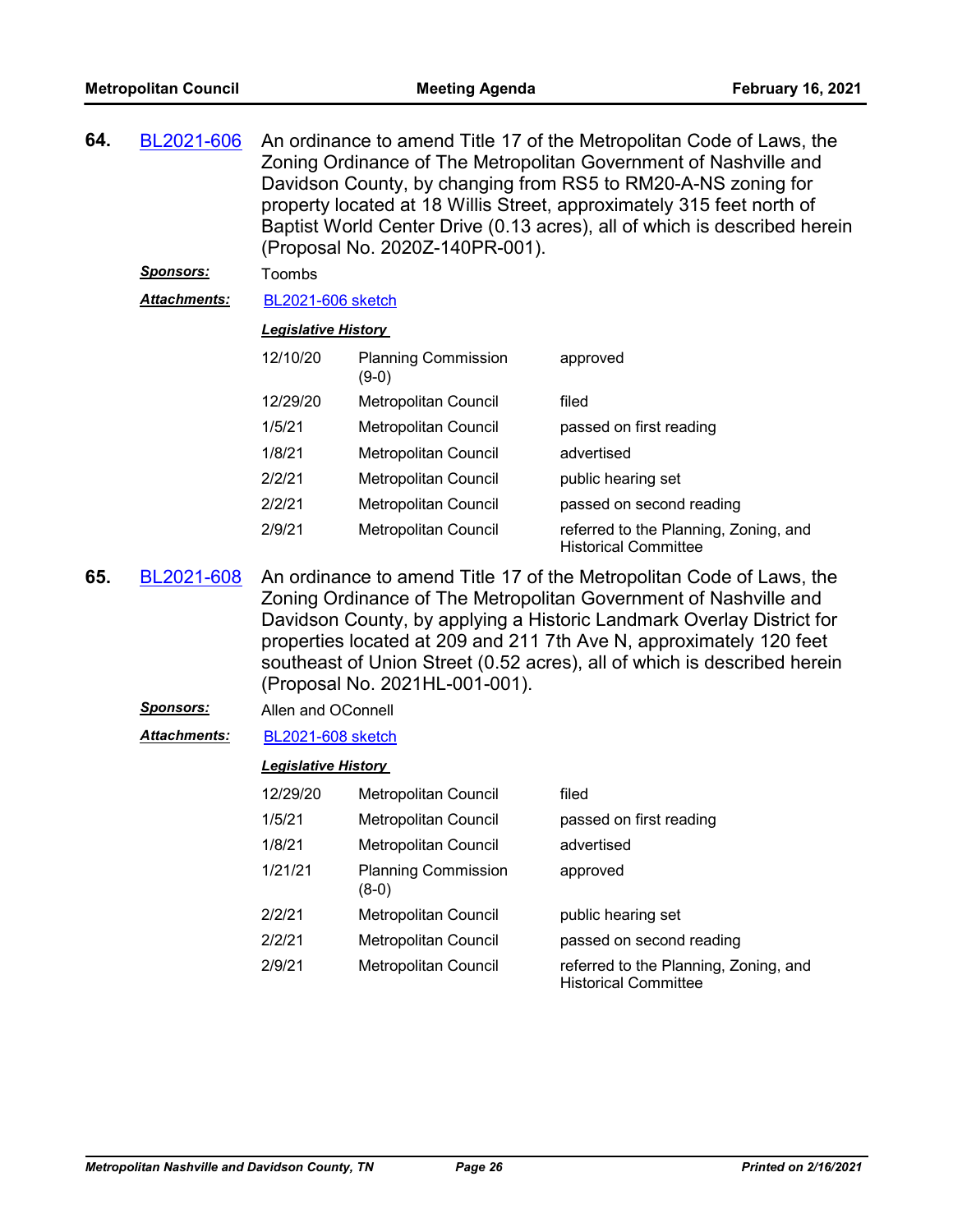**64.** BL2021-606 An ordinance to amend Title 17 of the Metropolitan Code of Laws, the Zoning Ordinance of The Metropolitan Government of Nashville and Davidson County, by changing from RS5 to RM20-A-NS zoning for property located at 18 Willis Street, approximately 315 feet north of Baptist World Center Drive (0.13 acres), all of which is described herein (Proposal No. 2020Z-140PR-001).

***Sponsors:*** Toombs

***Attachments:*** BL2021-606 sketch

***Legislative History***

| | | |
|---|---|---|
| 12/10/20 | Planning Commission (9-0) | approved |
| 12/29/20 | Metropolitan Council | filed |
| 1/5/21 | Metropolitan Council | passed on first reading |
| 1/8/21 | Metropolitan Council | advertised |
| 2/2/21 | Metropolitan Council | public hearing set |
| 2/2/21 | Metropolitan Council | passed on second reading |
| 2/9/21 | Metropolitan Council | referred to the Planning, Zoning, and Historical Committee |

**65.** BL2021-608 An ordinance to amend Title 17 of the Metropolitan Code of Laws, the Zoning Ordinance of The Metropolitan Government of Nashville and Davidson County, by applying a Historic Landmark Overlay District for properties located at 209 and 211 7th Ave N, approximately 120 feet southeast of Union Street (0.52 acres), all of which is described herein (Proposal No. 2021HL-001-001).

***Sponsors:*** Allen and OConnell

***Attachments:*** BL2021-608 sketch

***Legislative History***

| | | |
|---|---|---|
| 12/29/20 | Metropolitan Council | filed |
| 1/5/21 | Metropolitan Council | passed on first reading |
| 1/8/21 | Metropolitan Council | advertised |
| 1/21/21 | Planning Commission (8-0) | approved |
| 2/2/21 | Metropolitan Council | public hearing set |
| 2/2/21 | Metropolitan Council | passed on second reading |
| 2/9/21 | Metropolitan Council | referred to the Planning, Zoning, and Historical Committee |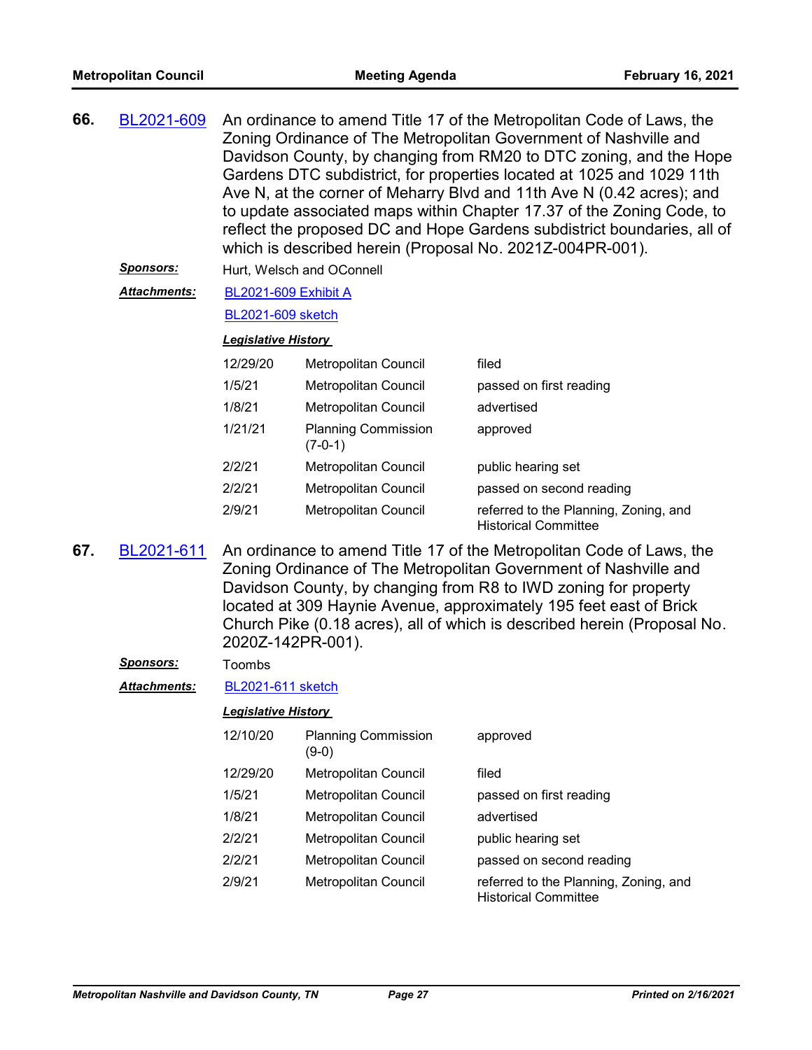**66.** BL2021-609 An ordinance to amend Title 17 of the Metropolitan Code of Laws, the Zoning Ordinance of The Metropolitan Government of Nashville and Davidson County, by changing from RM20 to DTC zoning, and the Hope Gardens DTC subdistrict, for properties located at 1025 and 1029 11th Ave N, at the corner of Meharry Blvd and 11th Ave N (0.42 acres); and to update associated maps within Chapter 17.37 of the Zoning Code, to reflect the proposed DC and Hope Gardens subdistrict boundaries, all of which is described herein (Proposal No. 2021Z-004PR-001).

***Sponsors:*** Hurt, Welsch and OConnell

***Attachments:*** BL2021-609 Exhibit A

BL2021-609 sketch

***Legislative History***

| | | |
|---|---|---|
| 12/29/20 | Metropolitan Council | filed |
| 1/5/21 | Metropolitan Council | passed on first reading |
| 1/8/21 | Metropolitan Council | advertised |
| 1/21/21 | Planning Commission (7-0-1) | approved |
| 2/2/21 | Metropolitan Council | public hearing set |
| 2/2/21 | Metropolitan Council | passed on second reading |
| 2/9/21 | Metropolitan Council | referred to the Planning, Zoning, and Historical Committee |

**67.** BL2021-611 An ordinance to amend Title 17 of the Metropolitan Code of Laws, the Zoning Ordinance of The Metropolitan Government of Nashville and Davidson County, by changing from R8 to IWD zoning for property located at 309 Haynie Avenue, approximately 195 feet east of Brick Church Pike (0.18 acres), all of which is described herein (Proposal No. 2020Z-142PR-001).

***Sponsors:*** Toombs

***Attachments:*** BL2021-611 sketch

***Legislative History***

| | | |
|---|---|---|
| 12/10/20 | Planning Commission (9-0) | approved |
| 12/29/20 | Metropolitan Council | filed |
| 1/5/21 | Metropolitan Council | passed on first reading |
| 1/8/21 | Metropolitan Council | advertised |
| 2/2/21 | Metropolitan Council | public hearing set |
| 2/2/21 | Metropolitan Council | passed on second reading |
| 2/9/21 | Metropolitan Council | referred to the Planning, Zoning, and Historical Committee |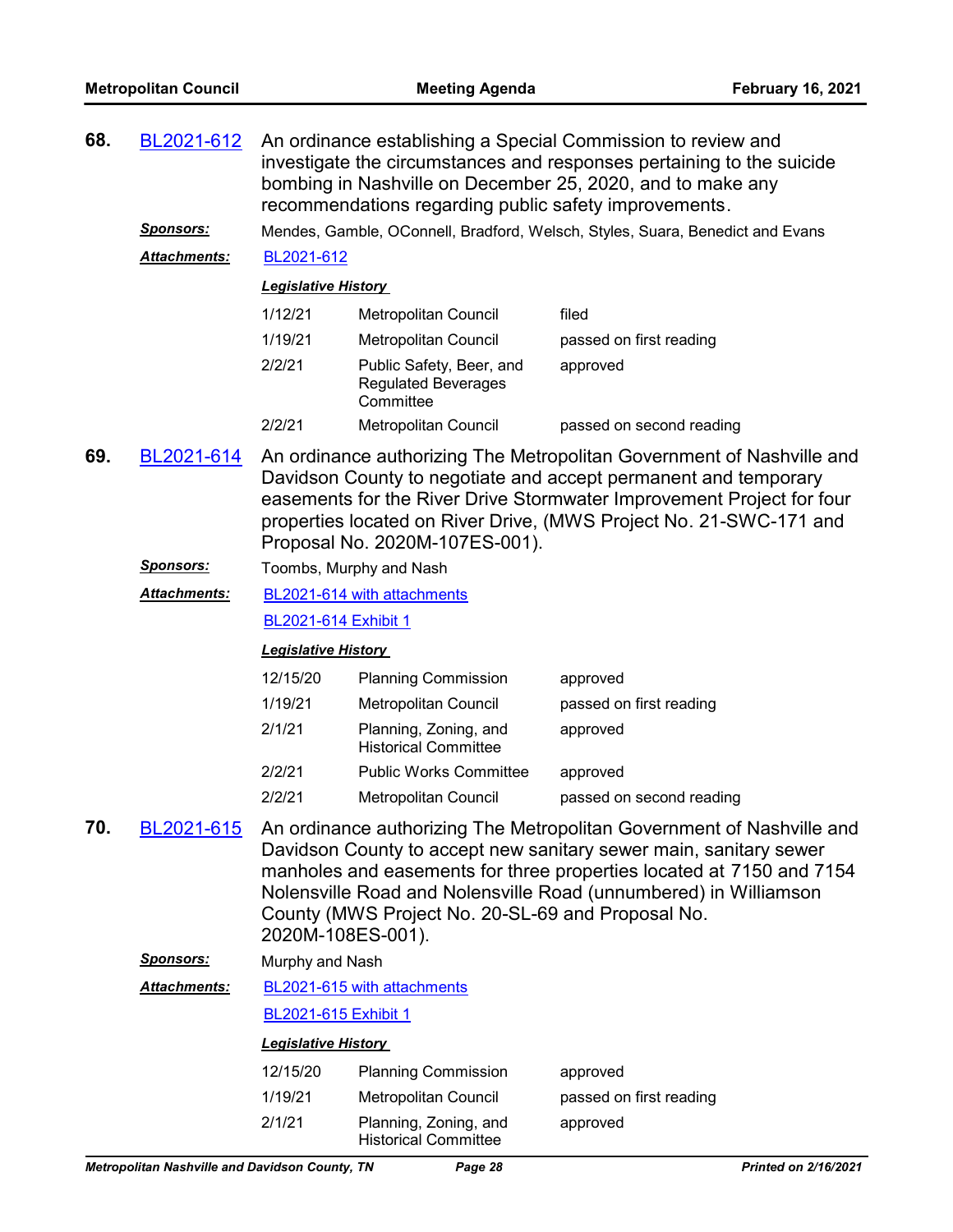**68.** BL2021-612 An ordinance establishing a Special Commission to review and investigate the circumstances and responses pertaining to the suicide bombing in Nashville on December 25, 2020, and to make any recommendations regarding public safety improvements.

***Sponsors:*** Mendes, Gamble, OConnell, Bradford, Welsch, Styles, Suara, Benedict and Evans

***Attachments:*** BL2021-612

***Legislative History***

| | | |
|---|---|---|
| 1/12/21 | Metropolitan Council | filed |
| 1/19/21 | Metropolitan Council | passed on first reading |
| 2/2/21 | Public Safety, Beer, and Regulated Beverages Committee | approved |
| 2/2/21 | Metropolitan Council | passed on second reading |

**69.** BL2021-614 An ordinance authorizing The Metropolitan Government of Nashville and Davidson County to negotiate and accept permanent and temporary easements for the River Drive Stormwater Improvement Project for four properties located on River Drive, (MWS Project No. 21-SWC-171 and Proposal No. 2020M-107ES-001).

***Sponsors:*** Toombs, Murphy and Nash

***Attachments:*** BL2021-614 with attachments

BL2021-614 Exhibit 1

***Legislative History***

| | | |
|---|---|---|
| 12/15/20 | Planning Commission | approved |
| 1/19/21 | Metropolitan Council | passed on first reading |
| 2/1/21 | Planning, Zoning, and Historical Committee | approved |
| 2/2/21 | Public Works Committee | approved |
| 2/2/21 | Metropolitan Council | passed on second reading |

**70.** BL2021-615 An ordinance authorizing The Metropolitan Government of Nashville and Davidson County to accept new sanitary sewer main, sanitary sewer manholes and easements for three properties located at 7150 and 7154 Nolensville Road and Nolensville Road (unnumbered) in Williamson County (MWS Project No. 20-SL-69 and Proposal No. 2020M-108ES-001).

***Sponsors:*** Murphy and Nash

***Attachments:*** BL2021-615 with attachments

BL2021-615 Exhibit 1

***Legislative History***

| | | |
|---|---|---|
| 12/15/20 | Planning Commission | approved |
| 1/19/21 | Metropolitan Council | passed on first reading |
| 2/1/21 | Planning, Zoning, and Historical Committee | approved |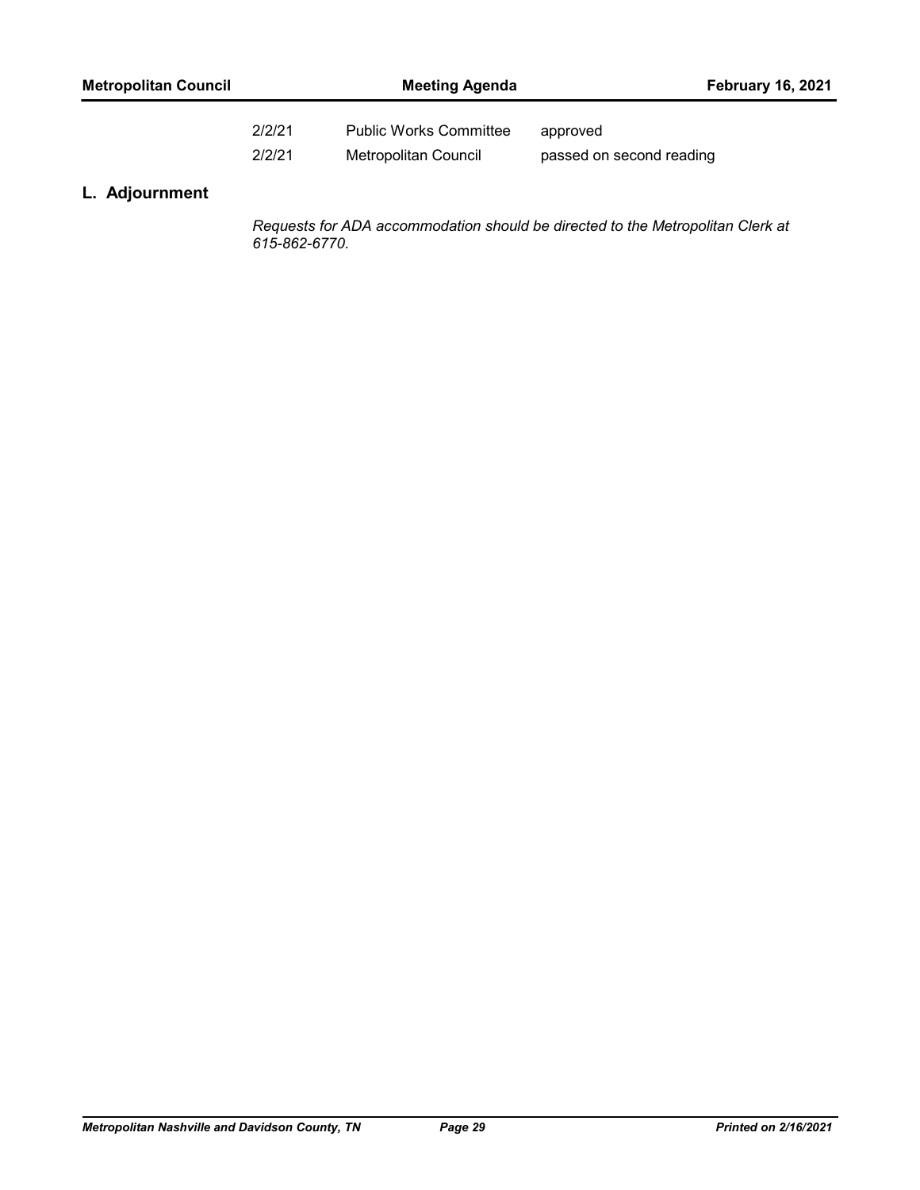| | | |
|---|---|---|
| 2/2/21 | Public Works Committee | approved |
| 2/2/21 | Metropolitan Council | passed on second reading |

## L. Adjournment

*Requests for ADA accommodation should be directed to the Metropolitan Clerk at 615-862-6770.*